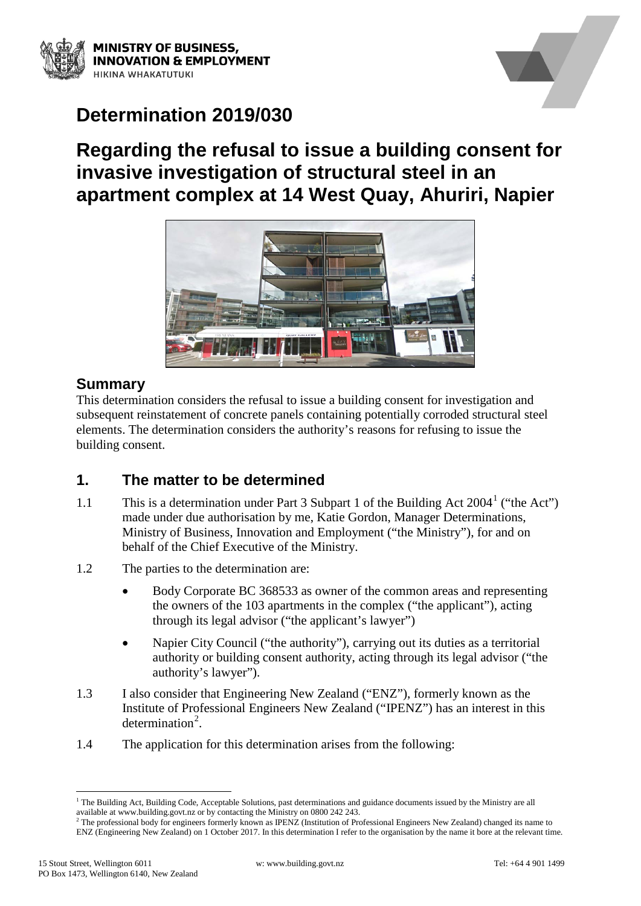MINISTRY OF BUSINESS, INNOVATION & EMPLOYMENT
HIKINA WHAKATUTUKI

# Determination 2019/030

# Regarding the refusal to issue a building consent for invasive investigation of structural steel in an apartment complex at 14 West Quay, Ahuriri, Napier

## Summary

This determination considers the refusal to issue a building consent for investigation and subsequent reinstatement of concrete panels containing potentially corroded structural steel elements. The determination considers the authority's reasons for refusing to issue the building consent.

## 1. The matter to be determined

1.1 This is a determination under Part 3 Subpart 1 of the Building Act 2004[1] ("the Act") made under due authorisation by me, Katie Gordon, Manager Determinations, Ministry of Business, Innovation and Employment ("the Ministry"), for and on behalf of the Chief Executive of the Ministry.

1.2 The parties to the determination are:

- Body Corporate BC 368533 as owner of the common areas and representing the owners of the 103 apartments in the complex ("the applicant"), acting through its legal advisor ("the applicant's lawyer")
- Napier City Council ("the authority"), carrying out its duties as a territorial authority or building consent authority, acting through its legal advisor ("the authority's lawyer").

1.3 I also consider that Engineering New Zealand ("ENZ"), formerly known as the Institute of Professional Engineers New Zealand ("IPENZ") has an interest in this determination[2].

1.4 The application for this determination arises from the following:

[1] The Building Act, Building Code, Acceptable Solutions, past determinations and guidance documents issued by the Ministry are all available at www.building.govt.nz or by contacting the Ministry on 0800 242 243.

[2] The professional body for engineers formerly known as IPENZ (Institution of Professional Engineers New Zealand) changed its name to ENZ (Engineering New Zealand) on 1 October 2017. In this determination I refer to the organisation by the name it bore at the relevant time.

15 Stout Street, Wellington 6011 | w: www.building.govt.nz | Tel: +64 4 901 1499
PO Box 1473, Wellington 6140, New Zealand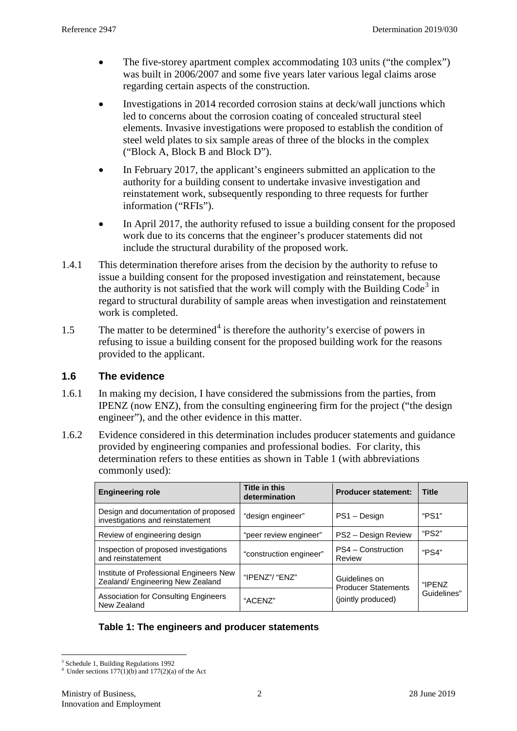- The five-storey apartment complex accommodating 103 units ("the complex") was built in 2006/2007 and some five years later various legal claims arose regarding certain aspects of the construction.
- Investigations in 2014 recorded corrosion stains at deck/wall junctions which led to concerns about the corrosion coating of concealed structural steel elements. Invasive investigations were proposed to establish the condition of steel weld plates to six sample areas of three of the blocks in the complex ("Block A, Block B and Block D").
- In February 2017, the applicant's engineers submitted an application to the authority for a building consent to undertake invasive investigation and reinstatement work, subsequently responding to three requests for further information ("RFIs").
- In April 2017, the authority refused to issue a building consent for the proposed work due to its concerns that the engineer's producer statements did not include the structural durability of the proposed work.

1.4.1 This determination therefore arises from the decision by the authority to refuse to issue a building consent for the proposed investigation and reinstatement, because the authority is not satisfied that the work will comply with the Building Code[3] in regard to structural durability of sample areas when investigation and reinstatement work is completed.

1.5 The matter to be determined[4] is therefore the authority's exercise of powers in refusing to issue a building consent for the proposed building work for the reasons provided to the applicant.

## 1.6 The evidence

1.6.1 In making my decision, I have considered the submissions from the parties, from IPENZ (now ENZ), from the consulting engineering firm for the project ("the design engineer"), and the other evidence in this matter.

1.6.2 Evidence considered in this determination includes producer statements and guidance provided by engineering companies and professional bodies. For clarity, this determination refers to these entities as shown in Table 1 (with abbreviations commonly used):

| Engineering role | Title in this determination | Producer statement: | Title |
|---|---|---|---|
| Design and documentation of proposed investigations and reinstatement | "design engineer" | PS1 – Design | "PS1" |
| Review of engineering design | "peer review engineer" | PS2 – Design Review | "PS2" |
| Inspection of proposed investigations and reinstatement | "construction engineer" | PS4 – Construction Review | "PS4" |
| Institute of Professional Engineers New Zealand/ Engineering New Zealand | "IPENZ"/ "ENZ" | Guidelines on Producer Statements (jointly produced) | "IPENZ Guidelines" |
| Association for Consulting Engineers New Zealand | "ACENZ" | | |

**Table 1: The engineers and producer statements**

[3] Schedule 1, Building Regulations 1992

[4] Under sections 177(1)(b) and 177(2)(a) of the Act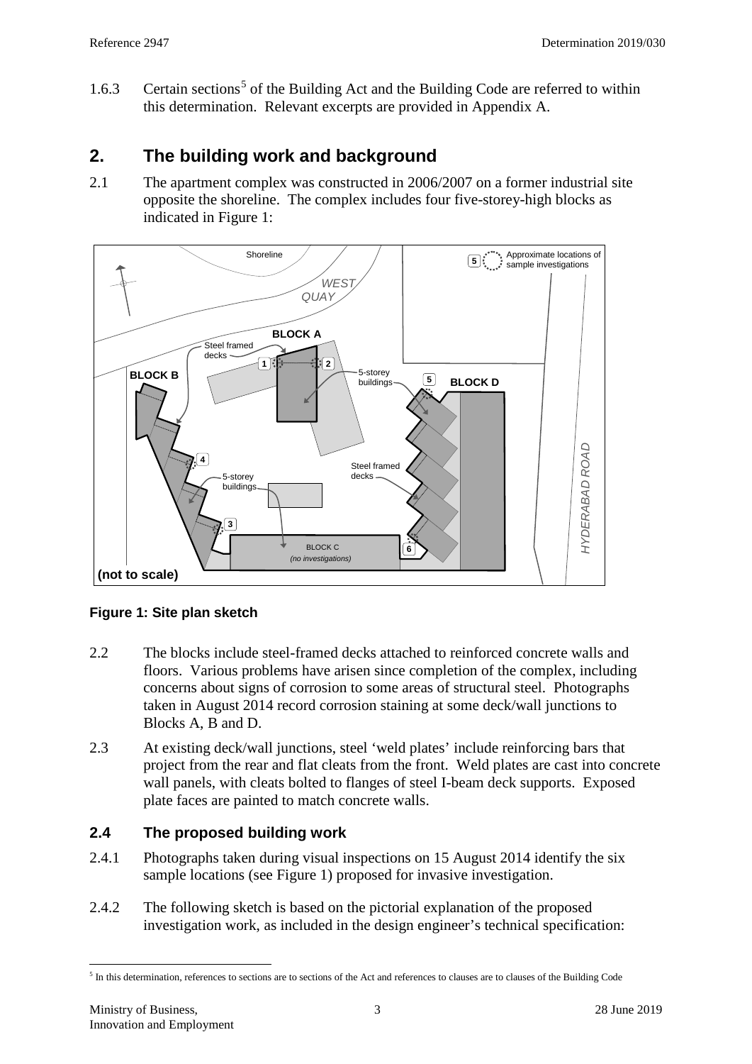1.6.3 Certain sections[5] of the Building Act and the Building Code are referred to within this determination. Relevant excerpts are provided in Appendix A.

## 2. The building work and background

2.1 The apartment complex was constructed in 2006/2007 on a former industrial site opposite the shoreline. The complex includes four five-storey-high blocks as indicated in Figure 1:

**Figure 1: Site plan sketch**

2.2 The blocks include steel-framed decks attached to reinforced concrete walls and floors. Various problems have arisen since completion of the complex, including concerns about signs of corrosion to some areas of structural steel. Photographs taken in August 2014 record corrosion staining at some deck/wall junctions to Blocks A, B and D.

2.3 At existing deck/wall junctions, steel 'weld plates' include reinforcing bars that project from the rear and flat cleats from the front. Weld plates are cast into concrete wall panels, with cleats bolted to flanges of steel I-beam deck supports. Exposed plate faces are painted to match concrete walls.

### 2.4 The proposed building work

2.4.1 Photographs taken during visual inspections on 15 August 2014 identify the six sample locations (see Figure 1) proposed for invasive investigation.

2.4.2 The following sketch is based on the pictorial explanation of the proposed investigation work, as included in the design engineer's technical specification:

---

[5] In this determination, references to sections are to sections of the Act and references to clauses are to clauses of the Building Code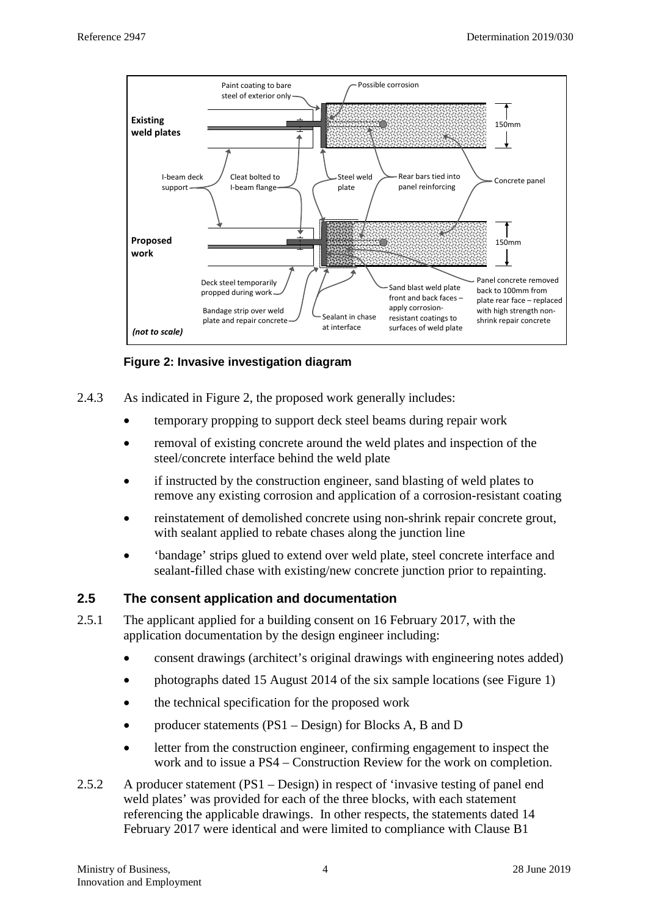**Figure 2: Invasive investigation diagram**

2.4.3 As indicated in Figure 2, the proposed work generally includes:

- temporary propping to support deck steel beams during repair work
- removal of existing concrete around the weld plates and inspection of the steel/concrete interface behind the weld plate
- if instructed by the construction engineer, sand blasting of weld plates to remove any existing corrosion and application of a corrosion-resistant coating
- reinstatement of demolished concrete using non-shrink repair concrete grout, with sealant applied to rebate chases along the junction line
- 'bandage' strips glued to extend over weld plate, steel concrete interface and sealant-filled chase with existing/new concrete junction prior to repainting.

## 2.5 The consent application and documentation

2.5.1 The applicant applied for a building consent on 16 February 2017, with the application documentation by the design engineer including:

- consent drawings (architect's original drawings with engineering notes added)
- photographs dated 15 August 2014 of the six sample locations (see Figure 1)
- the technical specification for the proposed work
- producer statements (PS1 – Design) for Blocks A, B and D
- letter from the construction engineer, confirming engagement to inspect the work and to issue a PS4 – Construction Review for the work on completion.

2.5.2 A producer statement (PS1 – Design) in respect of 'invasive testing of panel end weld plates' was provided for each of the three blocks, with each statement referencing the applicable drawings. In other respects, the statements dated 14 February 2017 were identical and were limited to compliance with Clause B1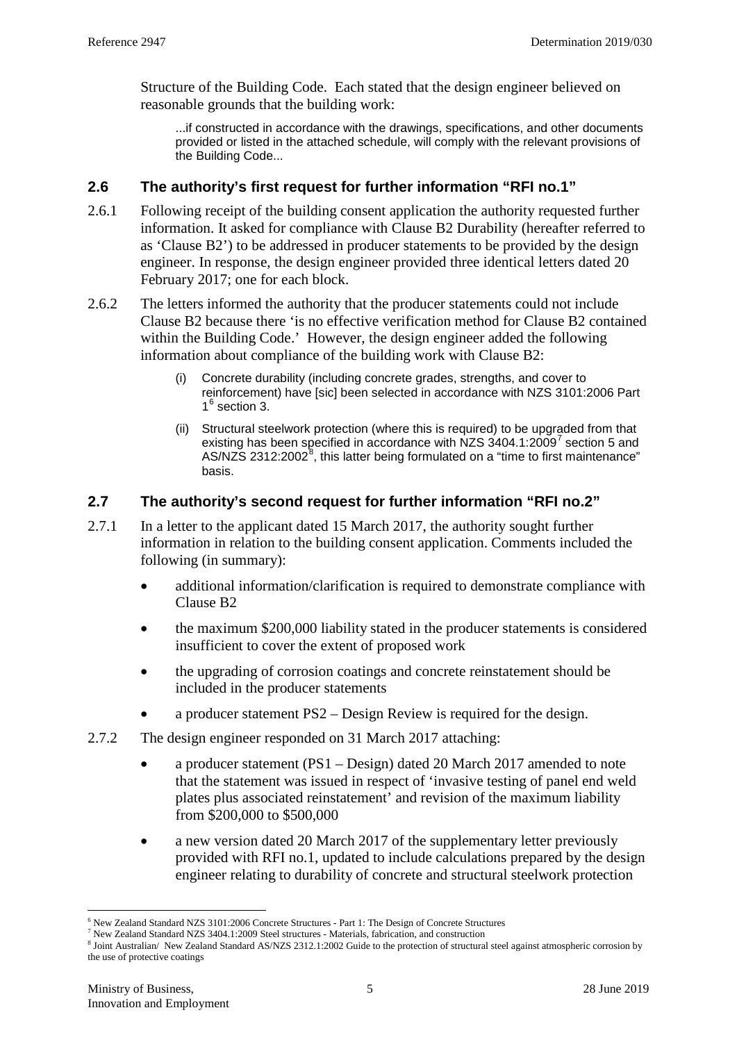Structure of the Building Code. Each stated that the design engineer believed on reasonable grounds that the building work:

> ...if constructed in accordance with the drawings, specifications, and other documents provided or listed in the attached schedule, will comply with the relevant provisions of the Building Code...

## 2.6 The authority's first request for further information "RFI no.1"

2.6.1 Following receipt of the building consent application the authority requested further information. It asked for compliance with Clause B2 Durability (hereafter referred to as 'Clause B2') to be addressed in producer statements to be provided by the design engineer. In response, the design engineer provided three identical letters dated 20 February 2017; one for each block.

2.6.2 The letters informed the authority that the producer statements could not include Clause B2 because there 'is no effective verification method for Clause B2 contained within the Building Code.' However, the design engineer added the following information about compliance of the building work with Clause B2:

> (i) Concrete durability (including concrete grades, strengths, and cover to reinforcement) have [sic] been selected in accordance with NZS 3101:2006 Part 1[6] section 3.
>
> (ii) Structural steelwork protection (where this is required) to be upgraded from that existing has been specified in accordance with NZS 3404.1:2009[7] section 5 and AS/NZS 2312:2002[8], this latter being formulated on a "time to first maintenance" basis.

## 2.7 The authority's second request for further information "RFI no.2"

2.7.1 In a letter to the applicant dated 15 March 2017, the authority sought further information in relation to the building consent application. Comments included the following (in summary):

- additional information/clarification is required to demonstrate compliance with Clause B2
- the maximum $200,000 liability stated in the producer statements is considered insufficient to cover the extent of proposed work
- the upgrading of corrosion coatings and concrete reinstatement should be included in the producer statements
- a producer statement PS2 – Design Review is required for the design.

2.7.2 The design engineer responded on 31 March 2017 attaching:

- a producer statement (PS1 – Design) dated 20 March 2017 amended to note that the statement was issued in respect of 'invasive testing of panel end weld plates plus associated reinstatement' and revision of the maximum liability from $200,000 to $500,000
- a new version dated 20 March 2017 of the supplementary letter previously provided with RFI no.1, updated to include calculations prepared by the design engineer relating to durability of concrete and structural steelwork protection

---

[6] New Zealand Standard NZS 3101:2006 Concrete Structures - Part 1: The Design of Concrete Structures

[7] New Zealand Standard NZS 3404.1:2009 Steel structures - Materials, fabrication, and construction

[8] Joint Australian/ New Zealand Standard AS/NZS 2312.1:2002 Guide to the protection of structural steel against atmospheric corrosion by the use of protective coatings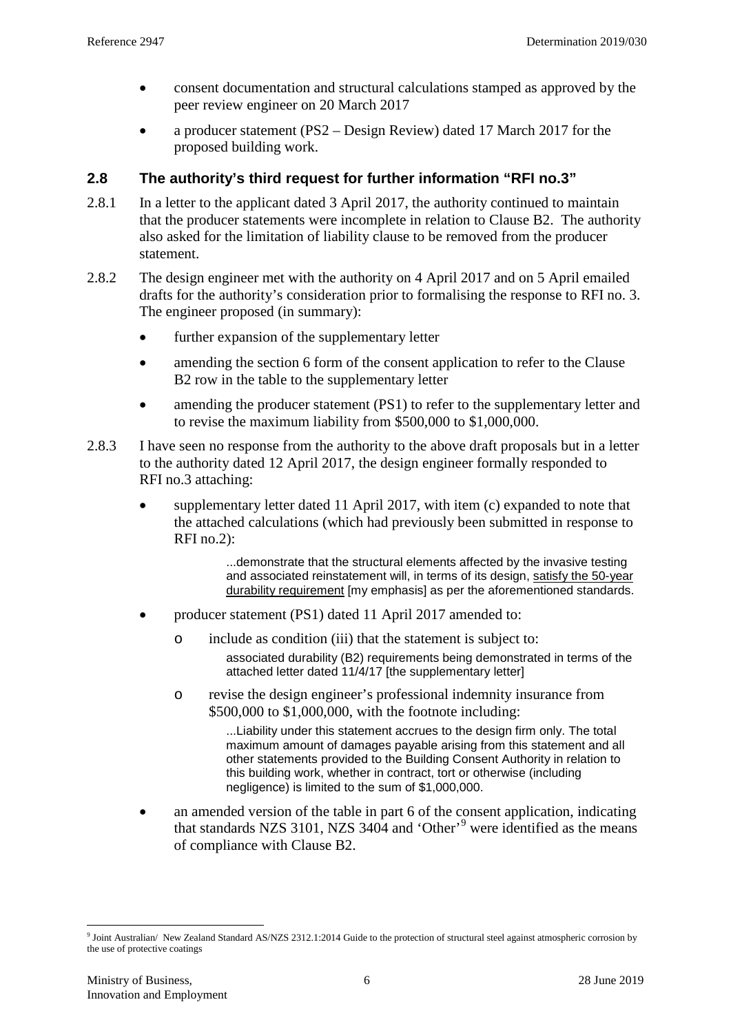- consent documentation and structural calculations stamped as approved by the peer review engineer on 20 March 2017
- a producer statement (PS2 – Design Review) dated 17 March 2017 for the proposed building work.

## 2.8 The authority's third request for further information "RFI no.3"

2.8.1 In a letter to the applicant dated 3 April 2017, the authority continued to maintain that the producer statements were incomplete in relation to Clause B2. The authority also asked for the limitation of liability clause to be removed from the producer statement.

2.8.2 The design engineer met with the authority on 4 April 2017 and on 5 April emailed drafts for the authority's consideration prior to formalising the response to RFI no. 3. The engineer proposed (in summary):

- further expansion of the supplementary letter
- amending the section 6 form of the consent application to refer to the Clause B2 row in the table to the supplementary letter
- amending the producer statement (PS1) to refer to the supplementary letter and to revise the maximum liability from $500,000 to $1,000,000.

2.8.3 I have seen no response from the authority to the above draft proposals but in a letter to the authority dated 12 April 2017, the design engineer formally responded to RFI no.3 attaching:

- supplementary letter dated 11 April 2017, with item (c) expanded to note that the attached calculations (which had previously been submitted in response to RFI no.2):

  > ...demonstrate that the structural elements affected by the invasive testing and associated reinstatement will, in terms of its design, <u>satisfy the 50-year durability requirement</u> [my emphasis] as per the aforementioned standards.

- producer statement (PS1) dated 11 April 2017 amended to:
  - include as condition (iii) that the statement is subject to:

    > associated durability (B2) requirements being demonstrated in terms of the attached letter dated 11/4/17 [the supplementary letter]

  - revise the design engineer's professional indemnity insurance from $500,000 to $1,000,000, with the footnote including:

    > ...Liability under this statement accrues to the design firm only. The total maximum amount of damages payable arising from this statement and all other statements provided to the Building Consent Authority in relation to this building work, whether in contract, tort or otherwise (including negligence) is limited to the sum of $1,000,000.

- an amended version of the table in part 6 of the consent application, indicating that standards NZS 3101, NZS 3404 and 'Other'[9] were identified as the means of compliance with Clause B2.

---

[9] Joint Australian/ New Zealand Standard AS/NZS 2312.1:2014 Guide to the protection of structural steel against atmospheric corrosion by the use of protective coatings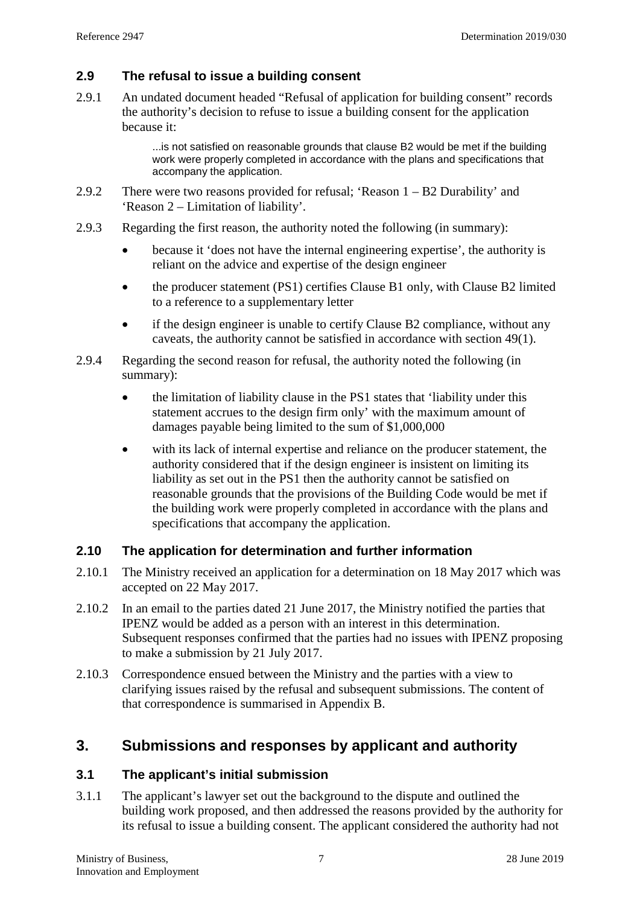### 2.9 The refusal to issue a building consent

2.9.1 An undated document headed "Refusal of application for building consent" records the authority's decision to refuse to issue a building consent for the application because it:

> ...is not satisfied on reasonable grounds that clause B2 would be met if the building work were properly completed in accordance with the plans and specifications that accompany the application.

2.9.2 There were two reasons provided for refusal; 'Reason 1 – B2 Durability' and 'Reason 2 – Limitation of liability'.

2.9.3 Regarding the first reason, the authority noted the following (in summary):

- because it 'does not have the internal engineering expertise', the authority is reliant on the advice and expertise of the design engineer
- the producer statement (PS1) certifies Clause B1 only, with Clause B2 limited to a reference to a supplementary letter
- if the design engineer is unable to certify Clause B2 compliance, without any caveats, the authority cannot be satisfied in accordance with section 49(1).

2.9.4 Regarding the second reason for refusal, the authority noted the following (in summary):

- the limitation of liability clause in the PS1 states that 'liability under this statement accrues to the design firm only' with the maximum amount of damages payable being limited to the sum of $1,000,000
- with its lack of internal expertise and reliance on the producer statement, the authority considered that if the design engineer is insistent on limiting its liability as set out in the PS1 then the authority cannot be satisfied on reasonable grounds that the provisions of the Building Code would be met if the building work were properly completed in accordance with the plans and specifications that accompany the application.

### 2.10 The application for determination and further information

2.10.1 The Ministry received an application for a determination on 18 May 2017 which was accepted on 22 May 2017.

2.10.2 In an email to the parties dated 21 June 2017, the Ministry notified the parties that IPENZ would be added as a person with an interest in this determination. Subsequent responses confirmed that the parties had no issues with IPENZ proposing to make a submission by 21 July 2017.

2.10.3 Correspondence ensued between the Ministry and the parties with a view to clarifying issues raised by the refusal and subsequent submissions. The content of that correspondence is summarised in Appendix B.

## 3. Submissions and responses by applicant and authority

### 3.1 The applicant's initial submission

3.1.1 The applicant's lawyer set out the background to the dispute and outlined the building work proposed, and then addressed the reasons provided by the authority for its refusal to issue a building consent. The applicant considered the authority had not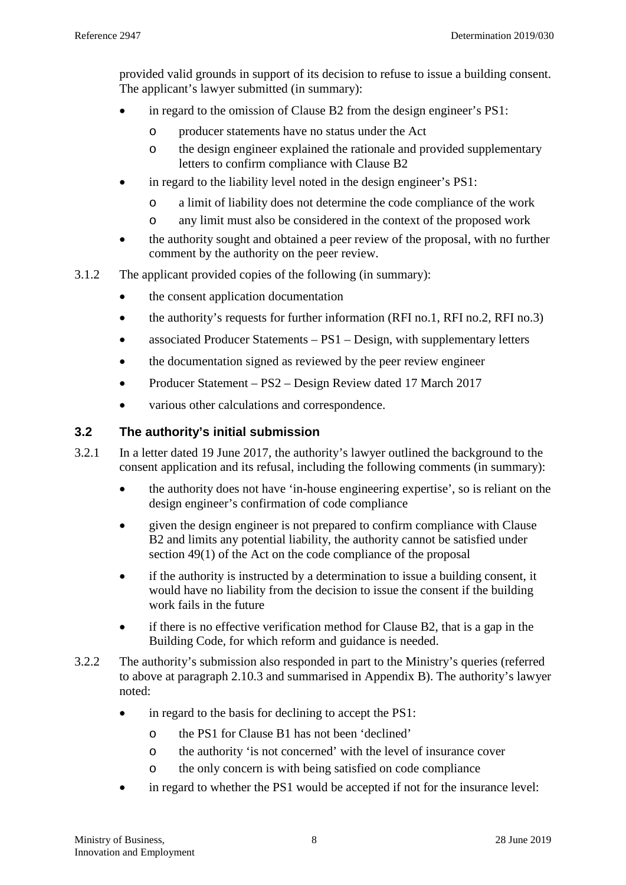provided valid grounds in support of its decision to refuse to issue a building consent. The applicant's lawyer submitted (in summary):

- in regard to the omission of Clause B2 from the design engineer's PS1:
  - producer statements have no status under the Act
  - the design engineer explained the rationale and provided supplementary letters to confirm compliance with Clause B2
- in regard to the liability level noted in the design engineer's PS1:
  - a limit of liability does not determine the code compliance of the work
  - any limit must also be considered in the context of the proposed work
- the authority sought and obtained a peer review of the proposal, with no further comment by the authority on the peer review.

3.1.2 The applicant provided copies of the following (in summary):

- the consent application documentation
- the authority's requests for further information (RFI no.1, RFI no.2, RFI no.3)
- associated Producer Statements – PS1 – Design, with supplementary letters
- the documentation signed as reviewed by the peer review engineer
- Producer Statement – PS2 – Design Review dated 17 March 2017
- various other calculations and correspondence.

### 3.2 The authority's initial submission

3.2.1 In a letter dated 19 June 2017, the authority's lawyer outlined the background to the consent application and its refusal, including the following comments (in summary):

- the authority does not have 'in-house engineering expertise', so is reliant on the design engineer's confirmation of code compliance
- given the design engineer is not prepared to confirm compliance with Clause B2 and limits any potential liability, the authority cannot be satisfied under section 49(1) of the Act on the code compliance of the proposal
- if the authority is instructed by a determination to issue a building consent, it would have no liability from the decision to issue the consent if the building work fails in the future
- if there is no effective verification method for Clause B2, that is a gap in the Building Code, for which reform and guidance is needed.

3.2.2 The authority's submission also responded in part to the Ministry's queries (referred to above at paragraph 2.10.3 and summarised in Appendix B). The authority's lawyer noted:

- in regard to the basis for declining to accept the PS1:
  - the PS1 for Clause B1 has not been 'declined'
  - the authority 'is not concerned' with the level of insurance cover
  - the only concern is with being satisfied on code compliance
- in regard to whether the PS1 would be accepted if not for the insurance level: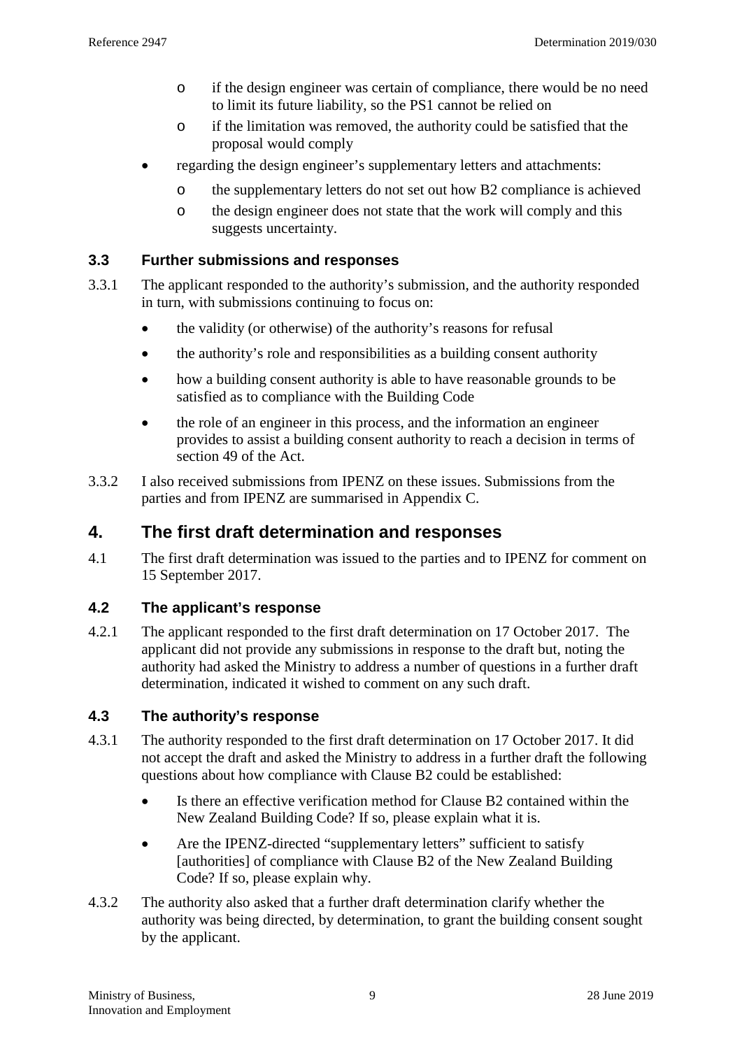- if the design engineer was certain of compliance, there would be no need to limit its future liability, so the PS1 cannot be relied on
    - if the limitation was removed, the authority could be satisfied that the proposal would comply
- regarding the design engineer's supplementary letters and attachments:
    - the supplementary letters do not set out how B2 compliance is achieved
    - the design engineer does not state that the work will comply and this suggests uncertainty.

### 3.3 Further submissions and responses

3.3.1 The applicant responded to the authority's submission, and the authority responded in turn, with submissions continuing to focus on:

- the validity (or otherwise) of the authority's reasons for refusal
- the authority's role and responsibilities as a building consent authority
- how a building consent authority is able to have reasonable grounds to be satisfied as to compliance with the Building Code
- the role of an engineer in this process, and the information an engineer provides to assist a building consent authority to reach a decision in terms of section 49 of the Act.

3.3.2 I also received submissions from IPENZ on these issues. Submissions from the parties and from IPENZ are summarised in Appendix C.

## 4. The first draft determination and responses

4.1 The first draft determination was issued to the parties and to IPENZ for comment on 15 September 2017.

### 4.2 The applicant's response

4.2.1 The applicant responded to the first draft determination on 17 October 2017. The applicant did not provide any submissions in response to the draft but, noting the authority had asked the Ministry to address a number of questions in a further draft determination, indicated it wished to comment on any such draft.

### 4.3 The authority's response

4.3.1 The authority responded to the first draft determination on 17 October 2017. It did not accept the draft and asked the Ministry to address in a further draft the following questions about how compliance with Clause B2 could be established:

- Is there an effective verification method for Clause B2 contained within the New Zealand Building Code? If so, please explain what it is.
- Are the IPENZ-directed "supplementary letters" sufficient to satisfy [authorities] of compliance with Clause B2 of the New Zealand Building Code? If so, please explain why.

4.3.2 The authority also asked that a further draft determination clarify whether the authority was being directed, by determination, to grant the building consent sought by the applicant.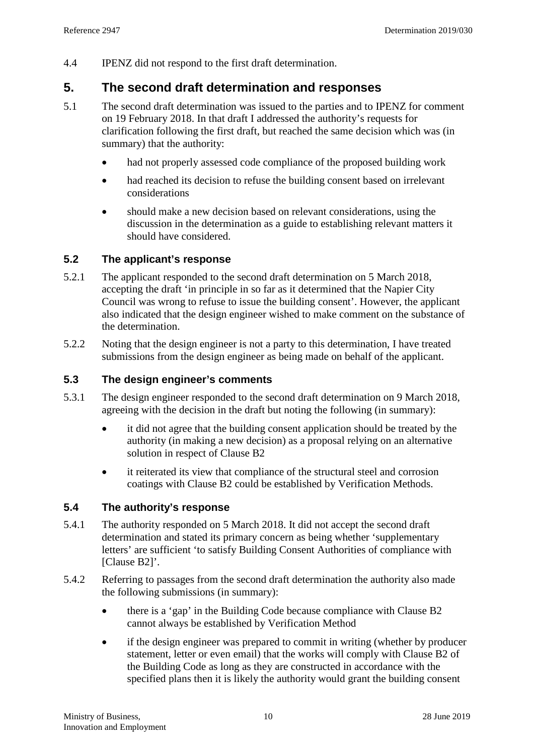4.4 IPENZ did not respond to the first draft determination.

## 5. The second draft determination and responses

5.1 The second draft determination was issued to the parties and to IPENZ for comment on 19 February 2018. In that draft I addressed the authority's requests for clarification following the first draft, but reached the same decision which was (in summary) that the authority:

- had not properly assessed code compliance of the proposed building work
- had reached its decision to refuse the building consent based on irrelevant considerations
- should make a new decision based on relevant considerations, using the discussion in the determination as a guide to establishing relevant matters it should have considered.

### 5.2 The applicant's response

5.2.1 The applicant responded to the second draft determination on 5 March 2018, accepting the draft 'in principle in so far as it determined that the Napier City Council was wrong to refuse to issue the building consent'. However, the applicant also indicated that the design engineer wished to make comment on the substance of the determination.

5.2.2 Noting that the design engineer is not a party to this determination, I have treated submissions from the design engineer as being made on behalf of the applicant.

### 5.3 The design engineer's comments

5.3.1 The design engineer responded to the second draft determination on 9 March 2018, agreeing with the decision in the draft but noting the following (in summary):

- it did not agree that the building consent application should be treated by the authority (in making a new decision) as a proposal relying on an alternative solution in respect of Clause B2
- it reiterated its view that compliance of the structural steel and corrosion coatings with Clause B2 could be established by Verification Methods.

### 5.4 The authority's response

5.4.1 The authority responded on 5 March 2018. It did not accept the second draft determination and stated its primary concern as being whether 'supplementary letters' are sufficient 'to satisfy Building Consent Authorities of compliance with [Clause B2]'.

5.4.2 Referring to passages from the second draft determination the authority also made the following submissions (in summary):

- there is a 'gap' in the Building Code because compliance with Clause B2 cannot always be established by Verification Method
- if the design engineer was prepared to commit in writing (whether by producer statement, letter or even email) that the works will comply with Clause B2 of the Building Code as long as they are constructed in accordance with the specified plans then it is likely the authority would grant the building consent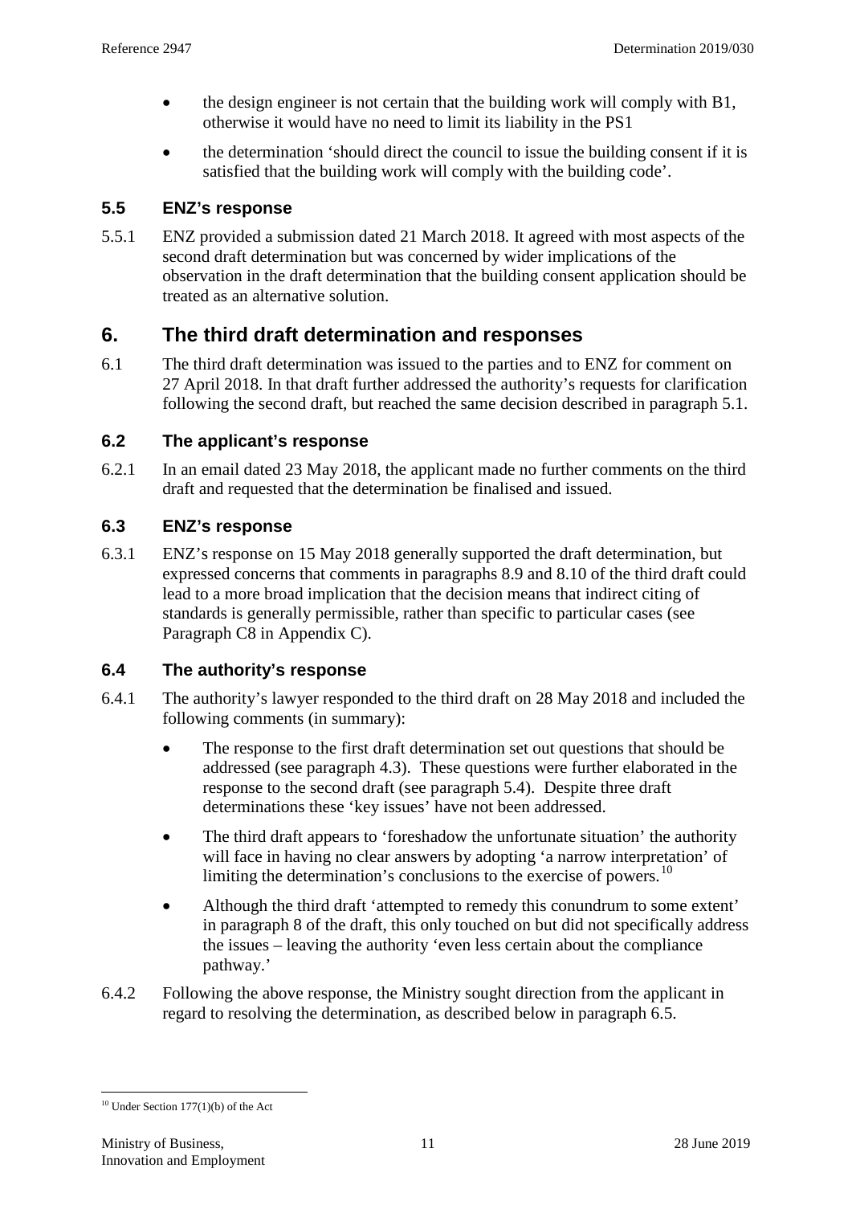- the design engineer is not certain that the building work will comply with B1, otherwise it would have no need to limit its liability in the PS1
- the determination 'should direct the council to issue the building consent if it is satisfied that the building work will comply with the building code'.

### 5.5 ENZ's response

5.5.1 ENZ provided a submission dated 21 March 2018. It agreed with most aspects of the second draft determination but was concerned by wider implications of the observation in the draft determination that the building consent application should be treated as an alternative solution.

## 6. The third draft determination and responses

6.1 The third draft determination was issued to the parties and to ENZ for comment on 27 April 2018. In that draft further addressed the authority's requests for clarification following the second draft, but reached the same decision described in paragraph 5.1.

### 6.2 The applicant's response

6.2.1 In an email dated 23 May 2018, the applicant made no further comments on the third draft and requested that the determination be finalised and issued.

### 6.3 ENZ's response

6.3.1 ENZ's response on 15 May 2018 generally supported the draft determination, but expressed concerns that comments in paragraphs 8.9 and 8.10 of the third draft could lead to a more broad implication that the decision means that indirect citing of standards is generally permissible, rather than specific to particular cases (see Paragraph C8 in Appendix C).

### 6.4 The authority's response

6.4.1 The authority's lawyer responded to the third draft on 28 May 2018 and included the following comments (in summary):

- The response to the first draft determination set out questions that should be addressed (see paragraph 4.3). These questions were further elaborated in the response to the second draft (see paragraph 5.4). Despite three draft determinations these 'key issues' have not been addressed.
- The third draft appears to 'foreshadow the unfortunate situation' the authority will face in having no clear answers by adopting 'a narrow interpretation' of limiting the determination's conclusions to the exercise of powers.[10]
- Although the third draft 'attempted to remedy this conundrum to some extent' in paragraph 8 of the draft, this only touched on but did not specifically address the issues – leaving the authority 'even less certain about the compliance pathway.'

6.4.2 Following the above response, the Ministry sought direction from the applicant in regard to resolving the determination, as described below in paragraph 6.5.

---

[10] Under Section 177(1)(b) of the Act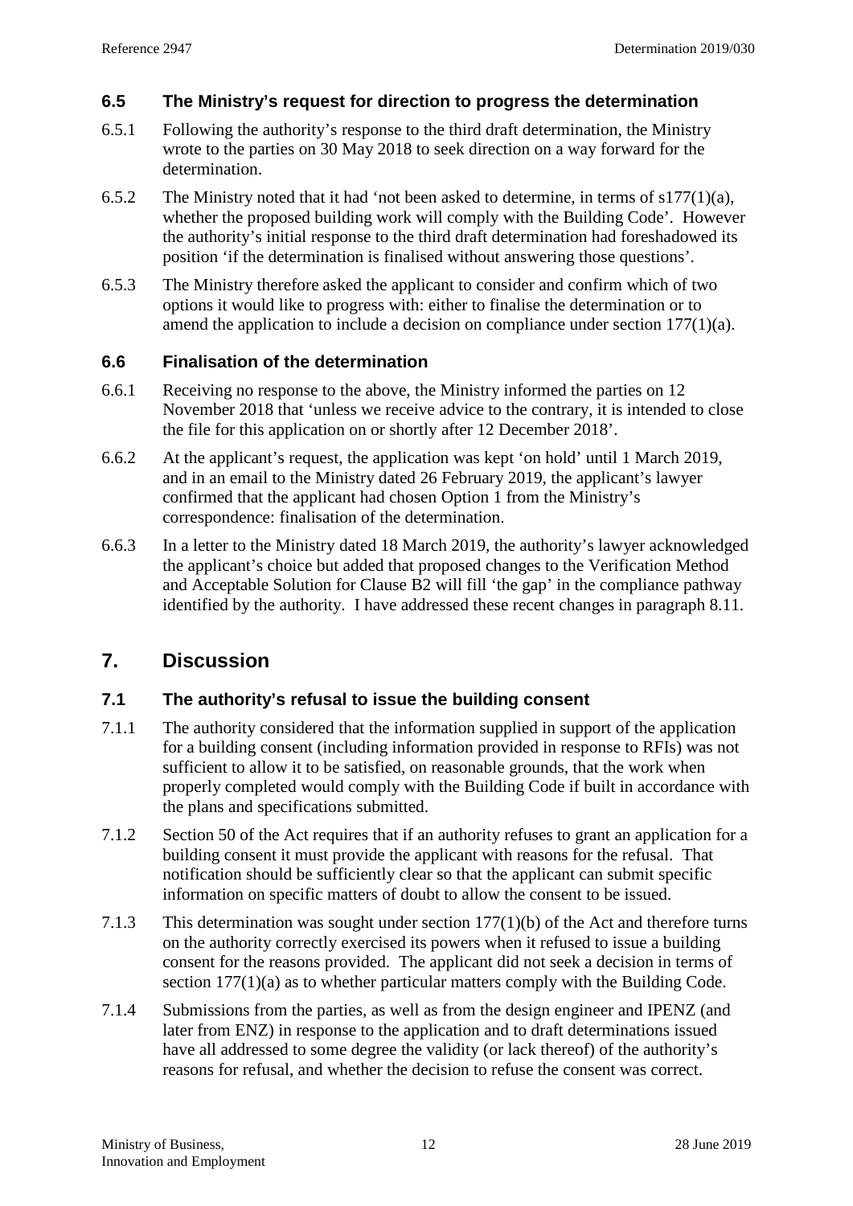### 6.5 The Ministry's request for direction to progress the determination

6.5.1 Following the authority's response to the third draft determination, the Ministry wrote to the parties on 30 May 2018 to seek direction on a way forward for the determination.

6.5.2 The Ministry noted that it had 'not been asked to determine, in terms of s177(1)(a), whether the proposed building work will comply with the Building Code'. However the authority's initial response to the third draft determination had foreshadowed its position 'if the determination is finalised without answering those questions'.

6.5.3 The Ministry therefore asked the applicant to consider and confirm which of two options it would like to progress with: either to finalise the determination or to amend the application to include a decision on compliance under section 177(1)(a).

### 6.6 Finalisation of the determination

6.6.1 Receiving no response to the above, the Ministry informed the parties on 12 November 2018 that 'unless we receive advice to the contrary, it is intended to close the file for this application on or shortly after 12 December 2018'.

6.6.2 At the applicant's request, the application was kept 'on hold' until 1 March 2019, and in an email to the Ministry dated 26 February 2019, the applicant's lawyer confirmed that the applicant had chosen Option 1 from the Ministry's correspondence: finalisation of the determination.

6.6.3 In a letter to the Ministry dated 18 March 2019, the authority's lawyer acknowledged the applicant's choice but added that proposed changes to the Verification Method and Acceptable Solution for Clause B2 will fill 'the gap' in the compliance pathway identified by the authority. I have addressed these recent changes in paragraph 8.11.

## 7. Discussion

### 7.1 The authority's refusal to issue the building consent

7.1.1 The authority considered that the information supplied in support of the application for a building consent (including information provided in response to RFIs) was not sufficient to allow it to be satisfied, on reasonable grounds, that the work when properly completed would comply with the Building Code if built in accordance with the plans and specifications submitted.

7.1.2 Section 50 of the Act requires that if an authority refuses to grant an application for a building consent it must provide the applicant with reasons for the refusal. That notification should be sufficiently clear so that the applicant can submit specific information on specific matters of doubt to allow the consent to be issued.

7.1.3 This determination was sought under section 177(1)(b) of the Act and therefore turns on the authority correctly exercised its powers when it refused to issue a building consent for the reasons provided. The applicant did not seek a decision in terms of section 177(1)(a) as to whether particular matters comply with the Building Code.

7.1.4 Submissions from the parties, as well as from the design engineer and IPENZ (and later from ENZ) in response to the application and to draft determinations issued have all addressed to some degree the validity (or lack thereof) of the authority's reasons for refusal, and whether the decision to refuse the consent was correct.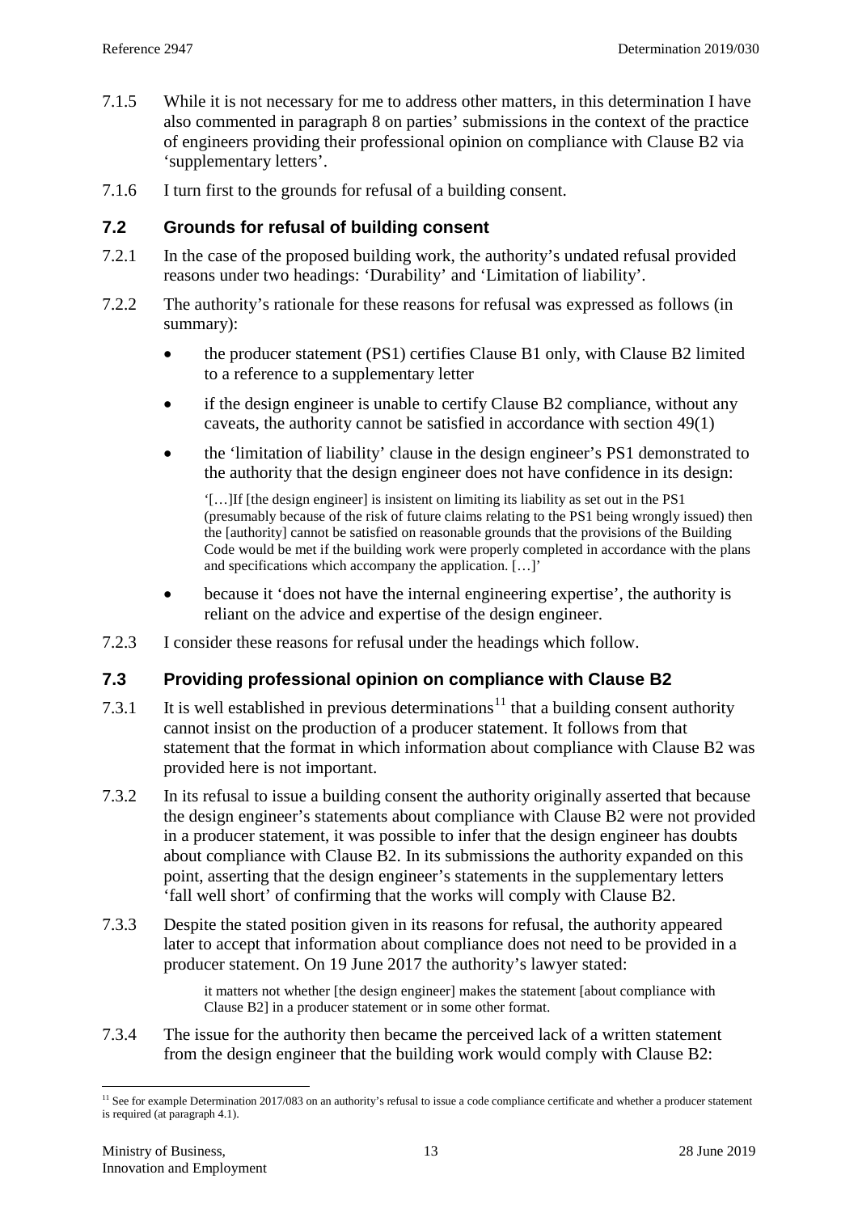7.1.5 While it is not necessary for me to address other matters, in this determination I have also commented in paragraph 8 on parties' submissions in the context of the practice of engineers providing their professional opinion on compliance with Clause B2 via 'supplementary letters'.

7.1.6 I turn first to the grounds for refusal of a building consent.

## 7.2 Grounds for refusal of building consent

7.2.1 In the case of the proposed building work, the authority's undated refusal provided reasons under two headings: 'Durability' and 'Limitation of liability'.

7.2.2 The authority's rationale for these reasons for refusal was expressed as follows (in summary):

- the producer statement (PS1) certifies Clause B1 only, with Clause B2 limited to a reference to a supplementary letter
- if the design engineer is unable to certify Clause B2 compliance, without any caveats, the authority cannot be satisfied in accordance with section 49(1)
- the 'limitation of liability' clause in the design engineer's PS1 demonstrated to the authority that the design engineer does not have confidence in its design:

  > '[…]If [the design engineer] is insistent on limiting its liability as set out in the PS1 (presumably because of the risk of future claims relating to the PS1 being wrongly issued) then the [authority] cannot be satisfied on reasonable grounds that the provisions of the Building Code would be met if the building work were properly completed in accordance with the plans and specifications which accompany the application. […]'

- because it 'does not have the internal engineering expertise', the authority is reliant on the advice and expertise of the design engineer.

7.2.3 I consider these reasons for refusal under the headings which follow.

## 7.3 Providing professional opinion on compliance with Clause B2

7.3.1 It is well established in previous determinations[11] that a building consent authority cannot insist on the production of a producer statement. It follows from that statement that the format in which information about compliance with Clause B2 was provided here is not important.

7.3.2 In its refusal to issue a building consent the authority originally asserted that because the design engineer's statements about compliance with Clause B2 were not provided in a producer statement, it was possible to infer that the design engineer has doubts about compliance with Clause B2. In its submissions the authority expanded on this point, asserting that the design engineer's statements in the supplementary letters 'fall well short' of confirming that the works will comply with Clause B2.

7.3.3 Despite the stated position given in its reasons for refusal, the authority appeared later to accept that information about compliance does not need to be provided in a producer statement. On 19 June 2017 the authority's lawyer stated:

> it matters not whether [the design engineer] makes the statement [about compliance with Clause B2] in a producer statement or in some other format.

7.3.4 The issue for the authority then became the perceived lack of a written statement from the design engineer that the building work would comply with Clause B2:

---

[11] See for example Determination 2017/083 on an authority's refusal to issue a code compliance certificate and whether a producer statement is required (at paragraph 4.1).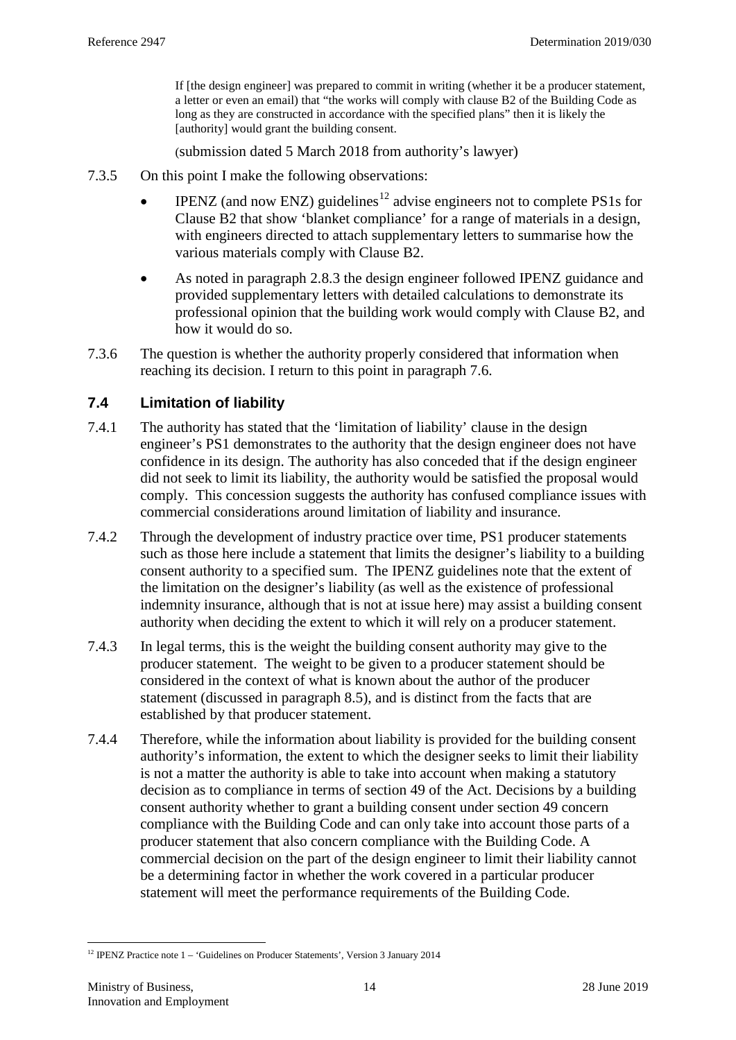> If [the design engineer] was prepared to commit in writing (whether it be a producer statement, a letter or even an email) that "the works will comply with clause B2 of the Building Code as long as they are constructed in accordance with the specified plans" then it is likely the [authority] would grant the building consent.
>
> (submission dated 5 March 2018 from authority's lawyer)

7.3.5 On this point I make the following observations:

- IPENZ (and now ENZ) guidelines[12] advise engineers not to complete PS1s for Clause B2 that show 'blanket compliance' for a range of materials in a design, with engineers directed to attach supplementary letters to summarise how the various materials comply with Clause B2.
- As noted in paragraph 2.8.3 the design engineer followed IPENZ guidance and provided supplementary letters with detailed calculations to demonstrate its professional opinion that the building work would comply with Clause B2, and how it would do so.

7.3.6 The question is whether the authority properly considered that information when reaching its decision. I return to this point in paragraph 7.6.

### 7.4 Limitation of liability

7.4.1 The authority has stated that the 'limitation of liability' clause in the design engineer's PS1 demonstrates to the authority that the design engineer does not have confidence in its design. The authority has also conceded that if the design engineer did not seek to limit its liability, the authority would be satisfied the proposal would comply. This concession suggests the authority has confused compliance issues with commercial considerations around limitation of liability and insurance.

7.4.2 Through the development of industry practice over time, PS1 producer statements such as those here include a statement that limits the designer's liability to a building consent authority to a specified sum. The IPENZ guidelines note that the extent of the limitation on the designer's liability (as well as the existence of professional indemnity insurance, although that is not at issue here) may assist a building consent authority when deciding the extent to which it will rely on a producer statement.

7.4.3 In legal terms, this is the weight the building consent authority may give to the producer statement. The weight to be given to a producer statement should be considered in the context of what is known about the author of the producer statement (discussed in paragraph 8.5), and is distinct from the facts that are established by that producer statement.

7.4.4 Therefore, while the information about liability is provided for the building consent authority's information, the extent to which the designer seeks to limit their liability is not a matter the authority is able to take into account when making a statutory decision as to compliance in terms of section 49 of the Act. Decisions by a building consent authority whether to grant a building consent under section 49 concern compliance with the Building Code and can only take into account those parts of a producer statement that also concern compliance with the Building Code. A commercial decision on the part of the design engineer to limit their liability cannot be a determining factor in whether the work covered in a particular producer statement will meet the performance requirements of the Building Code.

---

[12] IPENZ Practice note 1 – 'Guidelines on Producer Statements', Version 3 January 2014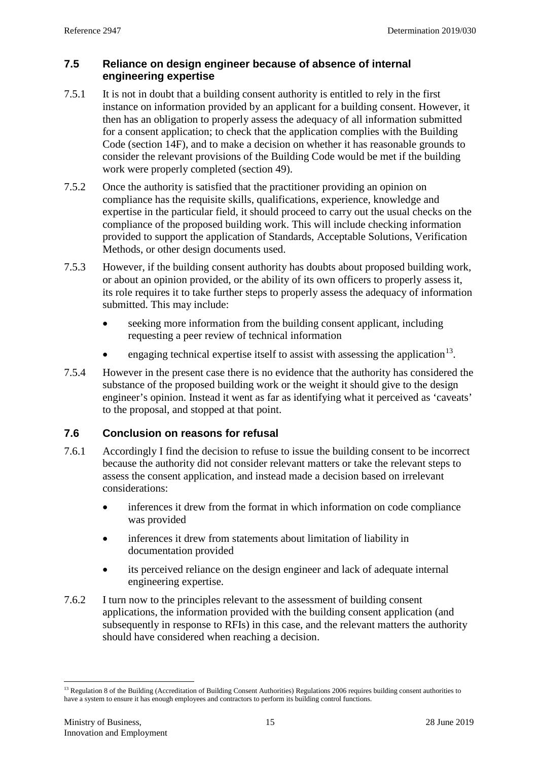### 7.5 Reliance on design engineer because of absence of internal engineering expertise

7.5.1 It is not in doubt that a building consent authority is entitled to rely in the first instance on information provided by an applicant for a building consent. However, it then has an obligation to properly assess the adequacy of all information submitted for a consent application; to check that the application complies with the Building Code (section 14F), and to make a decision on whether it has reasonable grounds to consider the relevant provisions of the Building Code would be met if the building work were properly completed (section 49).

7.5.2 Once the authority is satisfied that the practitioner providing an opinion on compliance has the requisite skills, qualifications, experience, knowledge and expertise in the particular field, it should proceed to carry out the usual checks on the compliance of the proposed building work. This will include checking information provided to support the application of Standards, Acceptable Solutions, Verification Methods, or other design documents used.

7.5.3 However, if the building consent authority has doubts about proposed building work, or about an opinion provided, or the ability of its own officers to properly assess it, its role requires it to take further steps to properly assess the adequacy of information submitted. This may include:

- seeking more information from the building consent applicant, including requesting a peer review of technical information
- engaging technical expertise itself to assist with assessing the application[13].

7.5.4 However in the present case there is no evidence that the authority has considered the substance of the proposed building work or the weight it should give to the design engineer's opinion. Instead it went as far as identifying what it perceived as 'caveats' to the proposal, and stopped at that point.

### 7.6 Conclusion on reasons for refusal

7.6.1 Accordingly I find the decision to refuse to issue the building consent to be incorrect because the authority did not consider relevant matters or take the relevant steps to assess the consent application, and instead made a decision based on irrelevant considerations:

- inferences it drew from the format in which information on code compliance was provided
- inferences it drew from statements about limitation of liability in documentation provided
- its perceived reliance on the design engineer and lack of adequate internal engineering expertise.

7.6.2 I turn now to the principles relevant to the assessment of building consent applications, the information provided with the building consent application (and subsequently in response to RFIs) in this case, and the relevant matters the authority should have considered when reaching a decision.

---

[13] Regulation 8 of the Building (Accreditation of Building Consent Authorities) Regulations 2006 requires building consent authorities to have a system to ensure it has enough employees and contractors to perform its building control functions.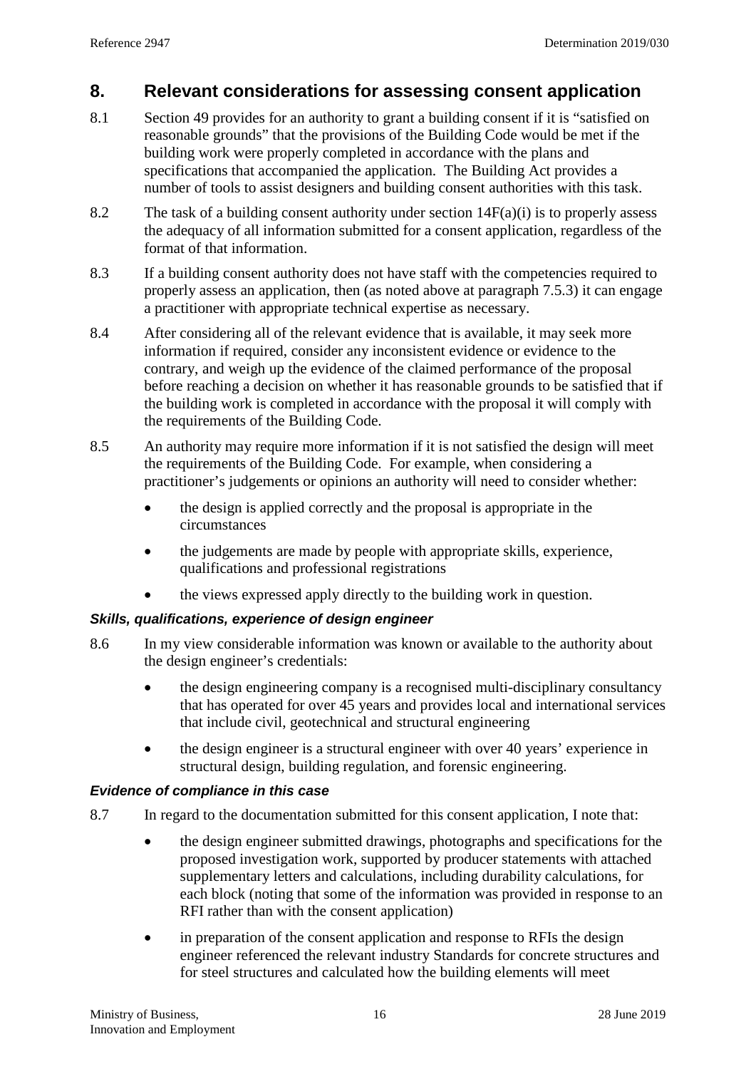## 8. Relevant considerations for assessing consent application

8.1 Section 49 provides for an authority to grant a building consent if it is "satisfied on reasonable grounds" that the provisions of the Building Code would be met if the building work were properly completed in accordance with the plans and specifications that accompanied the application. The Building Act provides a number of tools to assist designers and building consent authorities with this task.

8.2 The task of a building consent authority under section 14F(a)(i) is to properly assess the adequacy of all information submitted for a consent application, regardless of the format of that information.

8.3 If a building consent authority does not have staff with the competencies required to properly assess an application, then (as noted above at paragraph 7.5.3) it can engage a practitioner with appropriate technical expertise as necessary.

8.4 After considering all of the relevant evidence that is available, it may seek more information if required, consider any inconsistent evidence or evidence to the contrary, and weigh up the evidence of the claimed performance of the proposal before reaching a decision on whether it has reasonable grounds to be satisfied that if the building work is completed in accordance with the proposal it will comply with the requirements of the Building Code.

8.5 An authority may require more information if it is not satisfied the design will meet the requirements of the Building Code. For example, when considering a practitioner's judgements or opinions an authority will need to consider whether:

- the design is applied correctly and the proposal is appropriate in the circumstances
- the judgements are made by people with appropriate skills, experience, qualifications and professional registrations
- the views expressed apply directly to the building work in question.

### *Skills, qualifications, experience of design engineer*

8.6 In my view considerable information was known or available to the authority about the design engineer's credentials:

- the design engineering company is a recognised multi-disciplinary consultancy that has operated for over 45 years and provides local and international services that include civil, geotechnical and structural engineering
- the design engineer is a structural engineer with over 40 years' experience in structural design, building regulation, and forensic engineering.

### *Evidence of compliance in this case*

8.7 In regard to the documentation submitted for this consent application, I note that:

- the design engineer submitted drawings, photographs and specifications for the proposed investigation work, supported by producer statements with attached supplementary letters and calculations, including durability calculations, for each block (noting that some of the information was provided in response to an RFI rather than with the consent application)
- in preparation of the consent application and response to RFIs the design engineer referenced the relevant industry Standards for concrete structures and for steel structures and calculated how the building elements will meet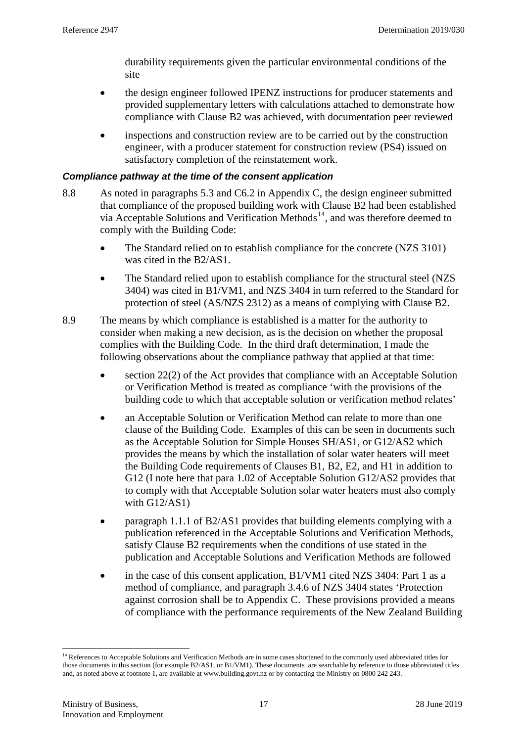durability requirements given the particular environmental conditions of the site

- the design engineer followed IPENZ instructions for producer statements and provided supplementary letters with calculations attached to demonstrate how compliance with Clause B2 was achieved, with documentation peer reviewed
- inspections and construction review are to be carried out by the construction engineer, with a producer statement for construction review (PS4) issued on satisfactory completion of the reinstatement work.

***Compliance pathway at the time of the consent application***

8.8 As noted in paragraphs 5.3 and C6.2 in Appendix C, the design engineer submitted that compliance of the proposed building work with Clause B2 had been established via Acceptable Solutions and Verification Methods[14], and was therefore deemed to comply with the Building Code:

- The Standard relied on to establish compliance for the concrete (NZS 3101) was cited in the B2/AS1.
- The Standard relied upon to establish compliance for the structural steel (NZS 3404) was cited in B1/VM1, and NZS 3404 in turn referred to the Standard for protection of steel (AS/NZS 2312) as a means of complying with Clause B2.

8.9 The means by which compliance is established is a matter for the authority to consider when making a new decision, as is the decision on whether the proposal complies with the Building Code. In the third draft determination, I made the following observations about the compliance pathway that applied at that time:

- section 22(2) of the Act provides that compliance with an Acceptable Solution or Verification Method is treated as compliance 'with the provisions of the building code to which that acceptable solution or verification method relates'
- an Acceptable Solution or Verification Method can relate to more than one clause of the Building Code. Examples of this can be seen in documents such as the Acceptable Solution for Simple Houses SH/AS1, or G12/AS2 which provides the means by which the installation of solar water heaters will meet the Building Code requirements of Clauses B1, B2, E2, and H1 in addition to G12 (I note here that para 1.02 of Acceptable Solution G12/AS2 provides that to comply with that Acceptable Solution solar water heaters must also comply with G12/AS1)
- paragraph 1.1.1 of B2/AS1 provides that building elements complying with a publication referenced in the Acceptable Solutions and Verification Methods, satisfy Clause B2 requirements when the conditions of use stated in the publication and Acceptable Solutions and Verification Methods are followed
- in the case of this consent application, B1/VM1 cited NZS 3404: Part 1 as a method of compliance, and paragraph 3.4.6 of NZS 3404 states 'Protection against corrosion shall be to Appendix C. These provisions provided a means of compliance with the performance requirements of the New Zealand Building

[14] References to Acceptable Solutions and Verification Methods are in some cases shortened to the commonly used abbreviated titles for those documents in this section (for example B2/AS1, or B1/VM1). These documents are searchable by reference to those abbreviated titles and, as noted above at footnote 1, are available at www.building.govt.nz or by contacting the Ministry on 0800 242 243.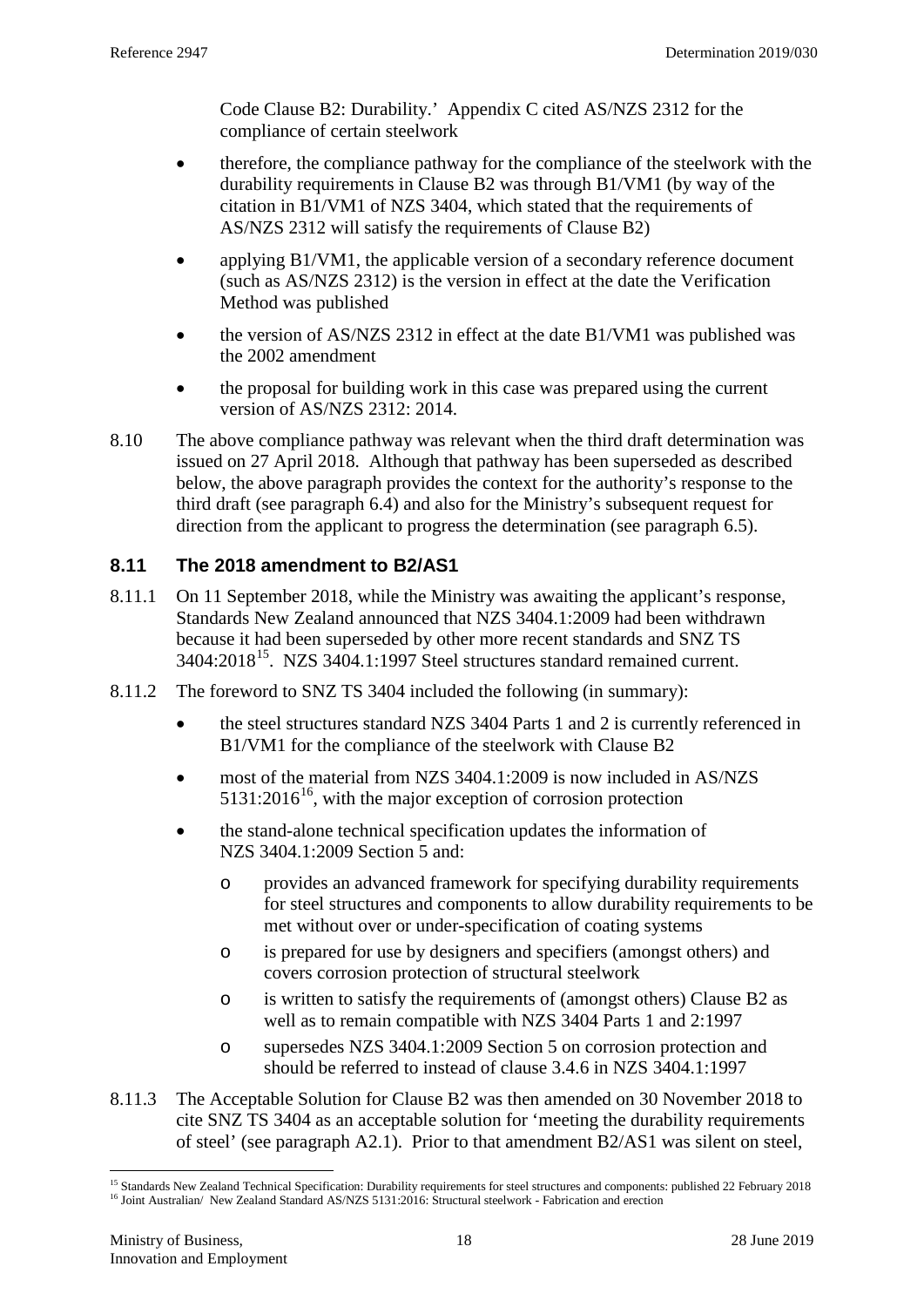Code Clause B2: Durability.' Appendix C cited AS/NZS 2312 for the compliance of certain steelwork

- therefore, the compliance pathway for the compliance of the steelwork with the durability requirements in Clause B2 was through B1/VM1 (by way of the citation in B1/VM1 of NZS 3404, which stated that the requirements of AS/NZS 2312 will satisfy the requirements of Clause B2)
- applying B1/VM1, the applicable version of a secondary reference document (such as AS/NZS 2312) is the version in effect at the date the Verification Method was published
- the version of AS/NZS 2312 in effect at the date B1/VM1 was published was the 2002 amendment
- the proposal for building work in this case was prepared using the current version of AS/NZS 2312: 2014.

8.10 The above compliance pathway was relevant when the third draft determination was issued on 27 April 2018. Although that pathway has been superseded as described below, the above paragraph provides the context for the authority's response to the third draft (see paragraph 6.4) and also for the Ministry's subsequent request for direction from the applicant to progress the determination (see paragraph 6.5).

### 8.11 The 2018 amendment to B2/AS1

8.11.1 On 11 September 2018, while the Ministry was awaiting the applicant's response, Standards New Zealand announced that NZS 3404.1:2009 had been withdrawn because it had been superseded by other more recent standards and SNZ TS 3404:2018[15]. NZS 3404.1:1997 Steel structures standard remained current.

8.11.2 The foreword to SNZ TS 3404 included the following (in summary):

- the steel structures standard NZS 3404 Parts 1 and 2 is currently referenced in B1/VM1 for the compliance of the steelwork with Clause B2
- most of the material from NZS 3404.1:2009 is now included in AS/NZS 5131:2016[16], with the major exception of corrosion protection
- the stand-alone technical specification updates the information of NZS 3404.1:2009 Section 5 and:
  - provides an advanced framework for specifying durability requirements for steel structures and components to allow durability requirements to be met without over or under-specification of coating systems
  - is prepared for use by designers and specifiers (amongst others) and covers corrosion protection of structural steelwork
  - is written to satisfy the requirements of (amongst others) Clause B2 as well as to remain compatible with NZS 3404 Parts 1 and 2:1997
  - supersedes NZS 3404.1:2009 Section 5 on corrosion protection and should be referred to instead of clause 3.4.6 in NZS 3404.1:1997

8.11.3 The Acceptable Solution for Clause B2 was then amended on 30 November 2018 to cite SNZ TS 3404 as an acceptable solution for 'meeting the durability requirements of steel' (see paragraph A2.1). Prior to that amendment B2/AS1 was silent on steel,

---

[15] Standards New Zealand Technical Specification: Durability requirements for steel structures and components: published 22 February 2018

[16] Joint Australian/ New Zealand Standard AS/NZS 5131:2016: Structural steelwork - Fabrication and erection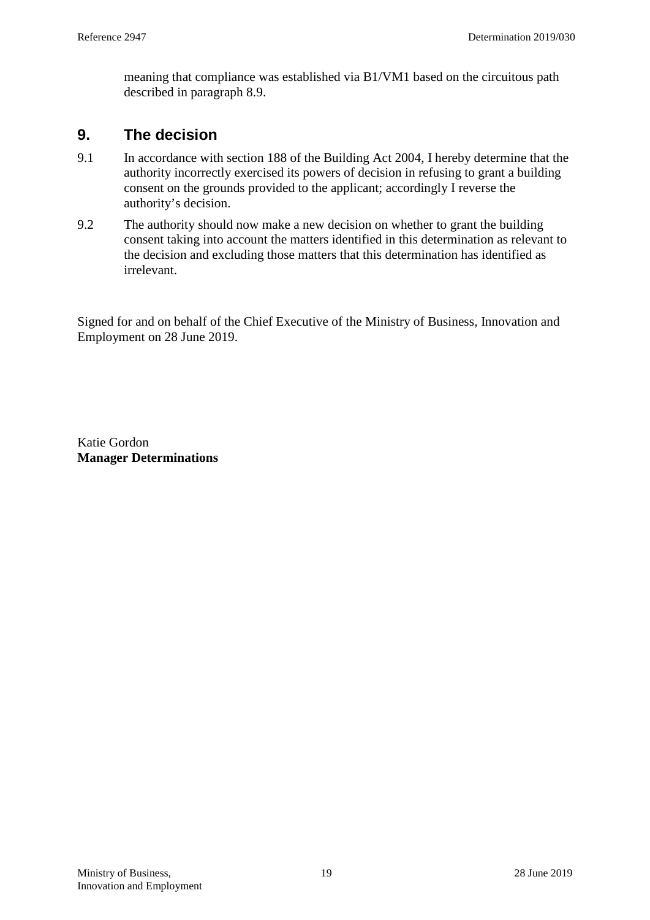meaning that compliance was established via B1/VM1 based on the circuitous path described in paragraph 8.9.

## 9. The decision

9.1 In accordance with section 188 of the Building Act 2004, I hereby determine that the authority incorrectly exercised its powers of decision in refusing to grant a building consent on the grounds provided to the applicant; accordingly I reverse the authority's decision.

9.2 The authority should now make a new decision on whether to grant the building consent taking into account the matters identified in this determination as relevant to the decision and excluding those matters that this determination has identified as irrelevant.

Signed for and on behalf of the Chief Executive of the Ministry of Business, Innovation and Employment on 28 June 2019.

Katie Gordon
**Manager Determinations**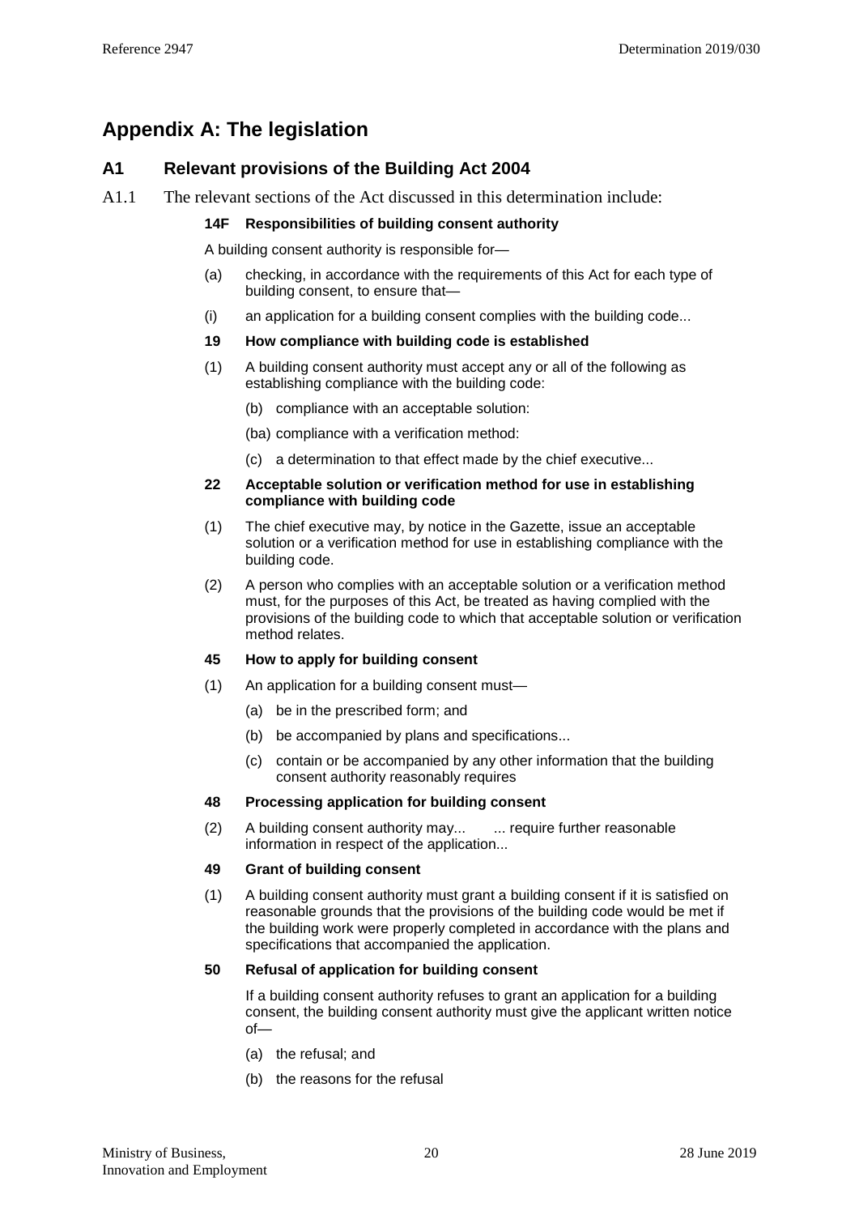## Appendix A: The legislation

### A1 Relevant provisions of the Building Act 2004

A1.1 The relevant sections of the Act discussed in this determination include:

**14F Responsibilities of building consent authority**

A building consent authority is responsible for—

(a) checking, in accordance with the requirements of this Act for each type of building consent, to ensure that—

(i) an application for a building consent complies with the building code...

**19 How compliance with building code is established**

(1) A building consent authority must accept any or all of the following as establishing compliance with the building code:

(b) compliance with an acceptable solution:

(ba) compliance with a verification method:

(c) a determination to that effect made by the chief executive...

**22 Acceptable solution or verification method for use in establishing compliance with building code**

(1) The chief executive may, by notice in the Gazette, issue an acceptable solution or a verification method for use in establishing compliance with the building code.

(2) A person who complies with an acceptable solution or a verification method must, for the purposes of this Act, be treated as having complied with the provisions of the building code to which that acceptable solution or verification method relates.

**45 How to apply for building consent**

(1) An application for a building consent must—

(a) be in the prescribed form; and

(b) be accompanied by plans and specifications...

(c) contain or be accompanied by any other information that the building consent authority reasonably requires

**48 Processing application for building consent**

(2) A building consent authority may... ... require further reasonable information in respect of the application...

**49 Grant of building consent**

(1) A building consent authority must grant a building consent if it is satisfied on reasonable grounds that the provisions of the building code would be met if the building work were properly completed in accordance with the plans and specifications that accompanied the application.

**50 Refusal of application for building consent**

If a building consent authority refuses to grant an application for a building consent, the building consent authority must give the applicant written notice of—

(a) the refusal; and

(b) the reasons for the refusal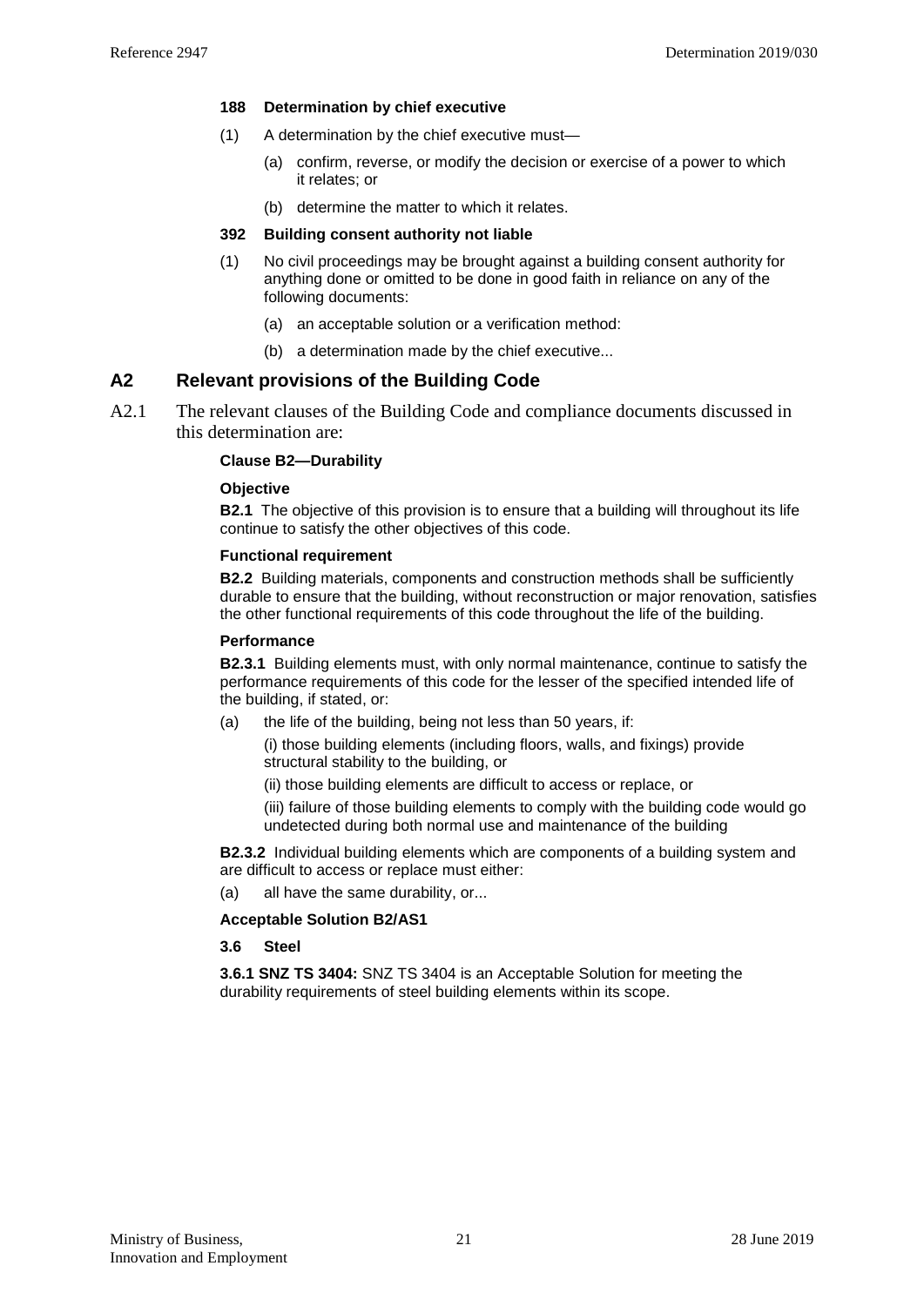**188 Determination by chief executive**

(1) A determination by the chief executive must—

(a) confirm, reverse, or modify the decision or exercise of a power to which it relates; or

(b) determine the matter to which it relates.

**392 Building consent authority not liable**

(1) No civil proceedings may be brought against a building consent authority for anything done or omitted to be done in good faith in reliance on any of the following documents:

(a) an acceptable solution or a verification method:

(b) a determination made by the chief executive...

## A2 Relevant provisions of the Building Code

A2.1 The relevant clauses of the Building Code and compliance documents discussed in this determination are:

**Clause B2—Durability**

**Objective**

**B2.1** The objective of this provision is to ensure that a building will throughout its life continue to satisfy the other objectives of this code.

**Functional requirement**

**B2.2** Building materials, components and construction methods shall be sufficiently durable to ensure that the building, without reconstruction or major renovation, satisfies the other functional requirements of this code throughout the life of the building.

**Performance**

**B2.3.1** Building elements must, with only normal maintenance, continue to satisfy the performance requirements of this code for the lesser of the specified intended life of the building, if stated, or:

(a) the life of the building, being not less than 50 years, if:

(i) those building elements (including floors, walls, and fixings) provide structural stability to the building, or

(ii) those building elements are difficult to access or replace, or

(iii) failure of those building elements to comply with the building code would go undetected during both normal use and maintenance of the building

**B2.3.2** Individual building elements which are components of a building system and are difficult to access or replace must either:

(a) all have the same durability, or...

**Acceptable Solution B2/AS1**

**3.6 Steel**

**3.6.1 SNZ TS 3404:** SNZ TS 3404 is an Acceptable Solution for meeting the durability requirements of steel building elements within its scope.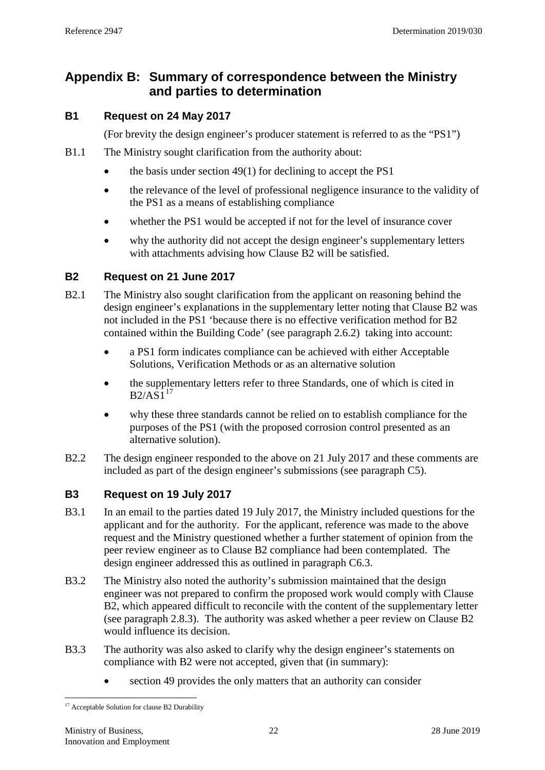# Appendix B: Summary of correspondence between the Ministry and parties to determination

## B1 Request on 24 May 2017

(For brevity the design engineer's producer statement is referred to as the "PS1")

B1.1 The Ministry sought clarification from the authority about:

- the basis under section 49(1) for declining to accept the PS1
- the relevance of the level of professional negligence insurance to the validity of the PS1 as a means of establishing compliance
- whether the PS1 would be accepted if not for the level of insurance cover
- why the authority did not accept the design engineer's supplementary letters with attachments advising how Clause B2 will be satisfied.

## B2 Request on 21 June 2017

B2.1 The Ministry also sought clarification from the applicant on reasoning behind the design engineer's explanations in the supplementary letter noting that Clause B2 was not included in the PS1 'because there is no effective verification method for B2 contained within the Building Code' (see paragraph 2.6.2) taking into account:

- a PS1 form indicates compliance can be achieved with either Acceptable Solutions, Verification Methods or as an alternative solution
- the supplementary letters refer to three Standards, one of which is cited in B2/AS1[17]
- why these three standards cannot be relied on to establish compliance for the purposes of the PS1 (with the proposed corrosion control presented as an alternative solution).

B2.2 The design engineer responded to the above on 21 July 2017 and these comments are included as part of the design engineer's submissions (see paragraph C5).

## B3 Request on 19 July 2017

B3.1 In an email to the parties dated 19 July 2017, the Ministry included questions for the applicant and for the authority. For the applicant, reference was made to the above request and the Ministry questioned whether a further statement of opinion from the peer review engineer as to Clause B2 compliance had been contemplated. The design engineer addressed this as outlined in paragraph C6.3.

B3.2 The Ministry also noted the authority's submission maintained that the design engineer was not prepared to confirm the proposed work would comply with Clause B2, which appeared difficult to reconcile with the content of the supplementary letter (see paragraph 2.8.3). The authority was asked whether a peer review on Clause B2 would influence its decision.

B3.3 The authority was also asked to clarify why the design engineer's statements on compliance with B2 were not accepted, given that (in summary):

- section 49 provides the only matters that an authority can consider

[17] Acceptable Solution for clause B2 Durability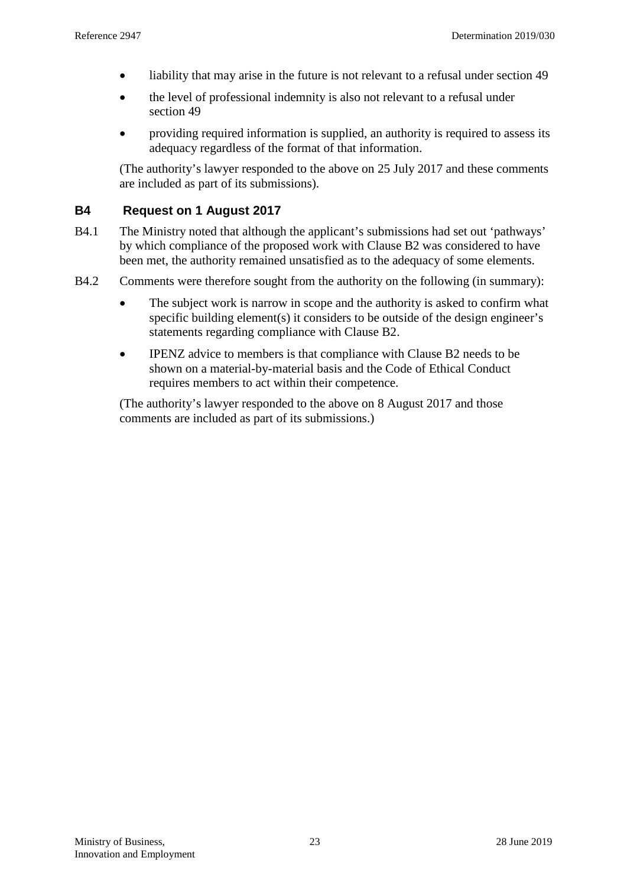- liability that may arise in the future is not relevant to a refusal under section 49
- the level of professional indemnity is also not relevant to a refusal under section 49
- providing required information is supplied, an authority is required to assess its adequacy regardless of the format of that information.

(The authority's lawyer responded to the above on 25 July 2017 and these comments are included as part of its submissions).

## B4 Request on 1 August 2017

B4.1 The Ministry noted that although the applicant's submissions had set out 'pathways' by which compliance of the proposed work with Clause B2 was considered to have been met, the authority remained unsatisfied as to the adequacy of some elements.

B4.2 Comments were therefore sought from the authority on the following (in summary):

- The subject work is narrow in scope and the authority is asked to confirm what specific building element(s) it considers to be outside of the design engineer's statements regarding compliance with Clause B2.
- IPENZ advice to members is that compliance with Clause B2 needs to be shown on a material-by-material basis and the Code of Ethical Conduct requires members to act within their competence.

(The authority's lawyer responded to the above on 8 August 2017 and those comments are included as part of its submissions.)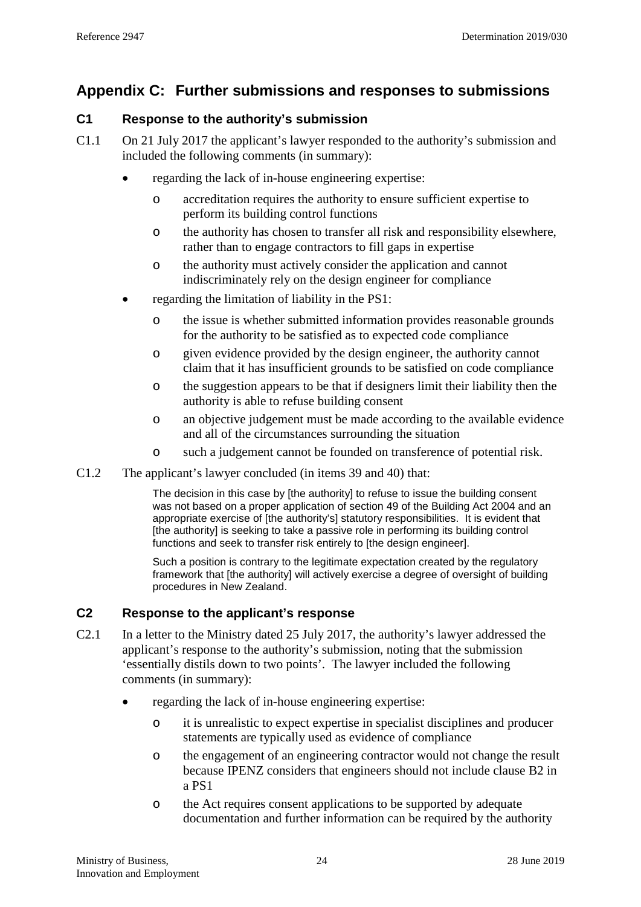## Appendix C: Further submissions and responses to submissions

### C1 Response to the authority's submission

C1.1 On 21 July 2017 the applicant's lawyer responded to the authority's submission and included the following comments (in summary):

- regarding the lack of in-house engineering expertise:
  - accreditation requires the authority to ensure sufficient expertise to perform its building control functions
  - the authority has chosen to transfer all risk and responsibility elsewhere, rather than to engage contractors to fill gaps in expertise
  - the authority must actively consider the application and cannot indiscriminately rely on the design engineer for compliance
- regarding the limitation of liability in the PS1:
  - the issue is whether submitted information provides reasonable grounds for the authority to be satisfied as to expected code compliance
  - given evidence provided by the design engineer, the authority cannot claim that it has insufficient grounds to be satisfied on code compliance
  - the suggestion appears to be that if designers limit their liability then the authority is able to refuse building consent
  - an objective judgement must be made according to the available evidence and all of the circumstances surrounding the situation
  - such a judgement cannot be founded on transference of potential risk.

C1.2 The applicant's lawyer concluded (in items 39 and 40) that:

> The decision in this case by [the authority] to refuse to issue the building consent was not based on a proper application of section 49 of the Building Act 2004 and an appropriate exercise of [the authority's] statutory responsibilities. It is evident that [the authority] is seeking to take a passive role in performing its building control functions and seek to transfer risk entirely to [the design engineer].
>
> Such a position is contrary to the legitimate expectation created by the regulatory framework that [the authority] will actively exercise a degree of oversight of building procedures in New Zealand.

### C2 Response to the applicant's response

C2.1 In a letter to the Ministry dated 25 July 2017, the authority's lawyer addressed the applicant's response to the authority's submission, noting that the submission 'essentially distils down to two points'. The lawyer included the following comments (in summary):

- regarding the lack of in-house engineering expertise:
  - it is unrealistic to expect expertise in specialist disciplines and producer statements are typically used as evidence of compliance
  - the engagement of an engineering contractor would not change the result because IPENZ considers that engineers should not include clause B2 in a PS1
  - the Act requires consent applications to be supported by adequate documentation and further information can be required by the authority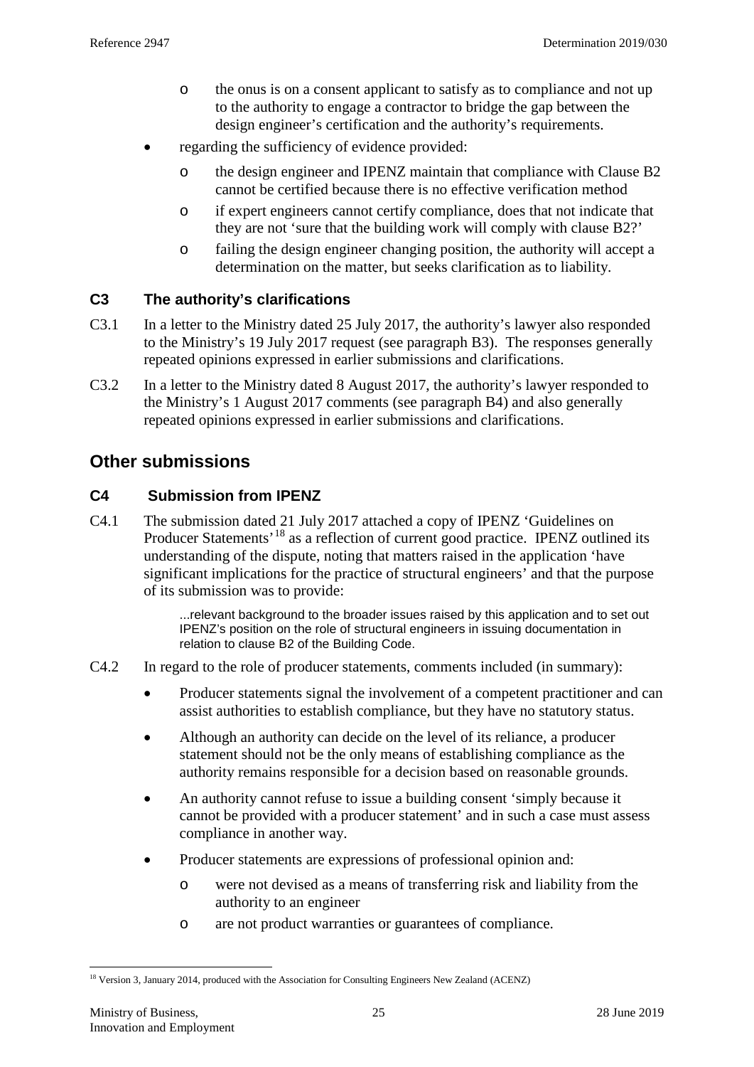- the onus is on a consent applicant to satisfy as to compliance and not up to the authority to engage a contractor to bridge the gap between the design engineer's certification and the authority's requirements.
- regarding the sufficiency of evidence provided:
  - the design engineer and IPENZ maintain that compliance with Clause B2 cannot be certified because there is no effective verification method
  - if expert engineers cannot certify compliance, does that not indicate that they are not 'sure that the building work will comply with clause B2?'
  - failing the design engineer changing position, the authority will accept a determination on the matter, but seeks clarification as to liability.

### C3 The authority's clarifications

C3.1 In a letter to the Ministry dated 25 July 2017, the authority's lawyer also responded to the Ministry's 19 July 2017 request (see paragraph B3). The responses generally repeated opinions expressed in earlier submissions and clarifications.

C3.2 In a letter to the Ministry dated 8 August 2017, the authority's lawyer responded to the Ministry's 1 August 2017 comments (see paragraph B4) and also generally repeated opinions expressed in earlier submissions and clarifications.

## Other submissions

### C4 Submission from IPENZ

C4.1 The submission dated 21 July 2017 attached a copy of IPENZ 'Guidelines on Producer Statements'[18] as a reflection of current good practice. IPENZ outlined its understanding of the dispute, noting that matters raised in the application 'have significant implications for the practice of structural engineers' and that the purpose of its submission was to provide:

> ...relevant background to the broader issues raised by this application and to set out IPENZ's position on the role of structural engineers in issuing documentation in relation to clause B2 of the Building Code.

C4.2 In regard to the role of producer statements, comments included (in summary):

- Producer statements signal the involvement of a competent practitioner and can assist authorities to establish compliance, but they have no statutory status.
- Although an authority can decide on the level of its reliance, a producer statement should not be the only means of establishing compliance as the authority remains responsible for a decision based on reasonable grounds.
- An authority cannot refuse to issue a building consent 'simply because it cannot be provided with a producer statement' and in such a case must assess compliance in another way.
- Producer statements are expressions of professional opinion and:
  - were not devised as a means of transferring risk and liability from the authority to an engineer
  - are not product warranties or guarantees of compliance.

[18] Version 3, January 2014, produced with the Association for Consulting Engineers New Zealand (ACENZ)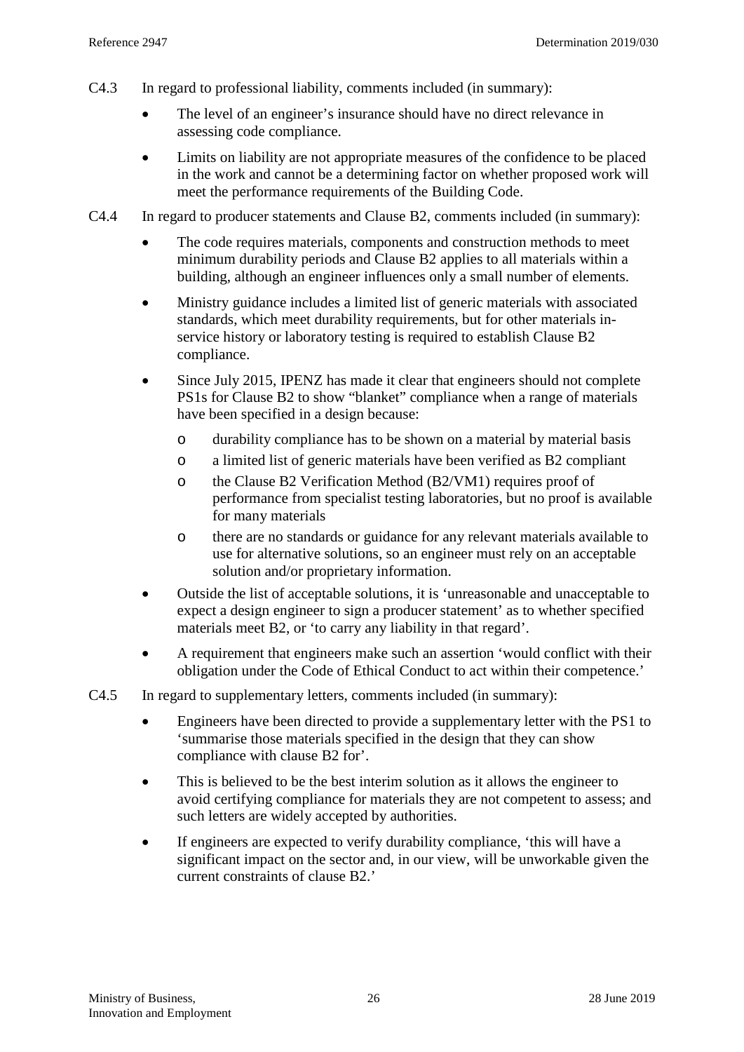C4.3 In regard to professional liability, comments included (in summary):

- The level of an engineer's insurance should have no direct relevance in assessing code compliance.
- Limits on liability are not appropriate measures of the confidence to be placed in the work and cannot be a determining factor on whether proposed work will meet the performance requirements of the Building Code.

C4.4 In regard to producer statements and Clause B2, comments included (in summary):

- The code requires materials, components and construction methods to meet minimum durability periods and Clause B2 applies to all materials within a building, although an engineer influences only a small number of elements.
- Ministry guidance includes a limited list of generic materials with associated standards, which meet durability requirements, but for other materials in-service history or laboratory testing is required to establish Clause B2 compliance.
- Since July 2015, IPENZ has made it clear that engineers should not complete PS1s for Clause B2 to show "blanket" compliance when a range of materials have been specified in a design because:
    - durability compliance has to be shown on a material by material basis
    - a limited list of generic materials have been verified as B2 compliant
    - the Clause B2 Verification Method (B2/VM1) requires proof of performance from specialist testing laboratories, but no proof is available for many materials
    - there are no standards or guidance for any relevant materials available to use for alternative solutions, so an engineer must rely on an acceptable solution and/or proprietary information.
- Outside the list of acceptable solutions, it is 'unreasonable and unacceptable to expect a design engineer to sign a producer statement' as to whether specified materials meet B2, or 'to carry any liability in that regard'.
- A requirement that engineers make such an assertion 'would conflict with their obligation under the Code of Ethical Conduct to act within their competence.'

C4.5 In regard to supplementary letters, comments included (in summary):

- Engineers have been directed to provide a supplementary letter with the PS1 to 'summarise those materials specified in the design that they can show compliance with clause B2 for'.
- This is believed to be the best interim solution as it allows the engineer to avoid certifying compliance for materials they are not competent to assess; and such letters are widely accepted by authorities.
- If engineers are expected to verify durability compliance, 'this will have a significant impact on the sector and, in our view, will be unworkable given the current constraints of clause B2.'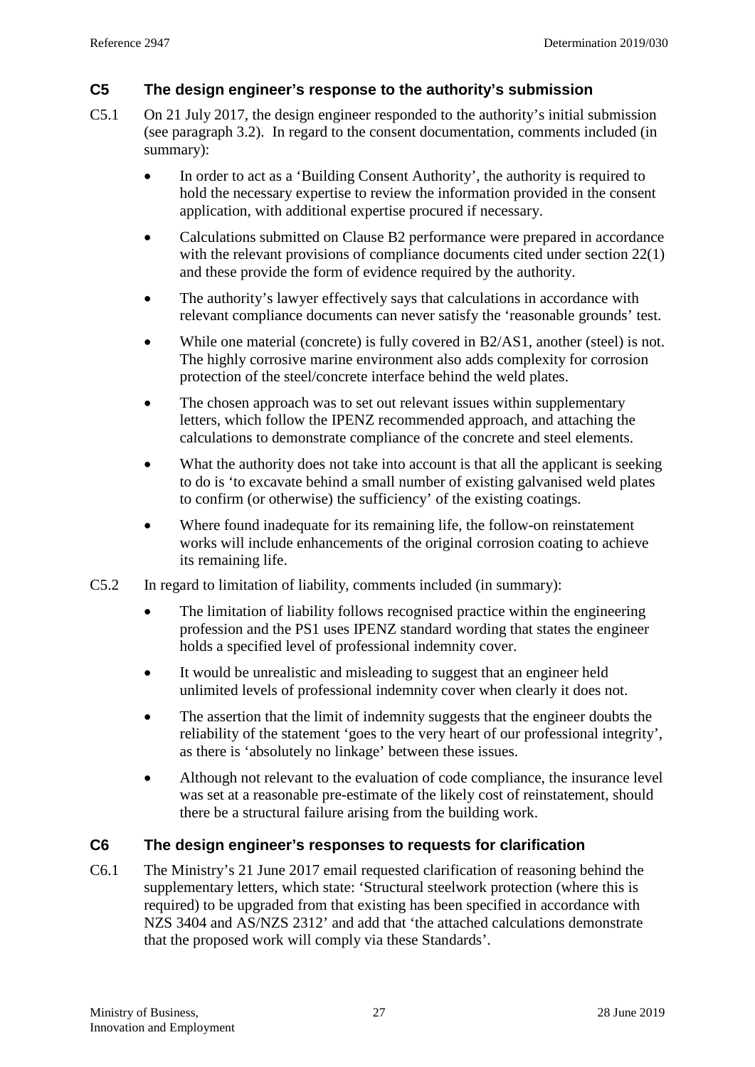## C5 The design engineer's response to the authority's submission

C5.1 On 21 July 2017, the design engineer responded to the authority's initial submission (see paragraph 3.2). In regard to the consent documentation, comments included (in summary):

- In order to act as a 'Building Consent Authority', the authority is required to hold the necessary expertise to review the information provided in the consent application, with additional expertise procured if necessary.
- Calculations submitted on Clause B2 performance were prepared in accordance with the relevant provisions of compliance documents cited under section 22(1) and these provide the form of evidence required by the authority.
- The authority's lawyer effectively says that calculations in accordance with relevant compliance documents can never satisfy the 'reasonable grounds' test.
- While one material (concrete) is fully covered in B2/AS1, another (steel) is not. The highly corrosive marine environment also adds complexity for corrosion protection of the steel/concrete interface behind the weld plates.
- The chosen approach was to set out relevant issues within supplementary letters, which follow the IPENZ recommended approach, and attaching the calculations to demonstrate compliance of the concrete and steel elements.
- What the authority does not take into account is that all the applicant is seeking to do is 'to excavate behind a small number of existing galvanised weld plates to confirm (or otherwise) the sufficiency' of the existing coatings.
- Where found inadequate for its remaining life, the follow-on reinstatement works will include enhancements of the original corrosion coating to achieve its remaining life.

C5.2 In regard to limitation of liability, comments included (in summary):

- The limitation of liability follows recognised practice within the engineering profession and the PS1 uses IPENZ standard wording that states the engineer holds a specified level of professional indemnity cover.
- It would be unrealistic and misleading to suggest that an engineer held unlimited levels of professional indemnity cover when clearly it does not.
- The assertion that the limit of indemnity suggests that the engineer doubts the reliability of the statement 'goes to the very heart of our professional integrity', as there is 'absolutely no linkage' between these issues.
- Although not relevant to the evaluation of code compliance, the insurance level was set at a reasonable pre-estimate of the likely cost of reinstatement, should there be a structural failure arising from the building work.

## C6 The design engineer's responses to requests for clarification

C6.1 The Ministry's 21 June 2017 email requested clarification of reasoning behind the supplementary letters, which state: 'Structural steelwork protection (where this is required) to be upgraded from that existing has been specified in accordance with NZS 3404 and AS/NZS 2312' and add that 'the attached calculations demonstrate that the proposed work will comply via these Standards'.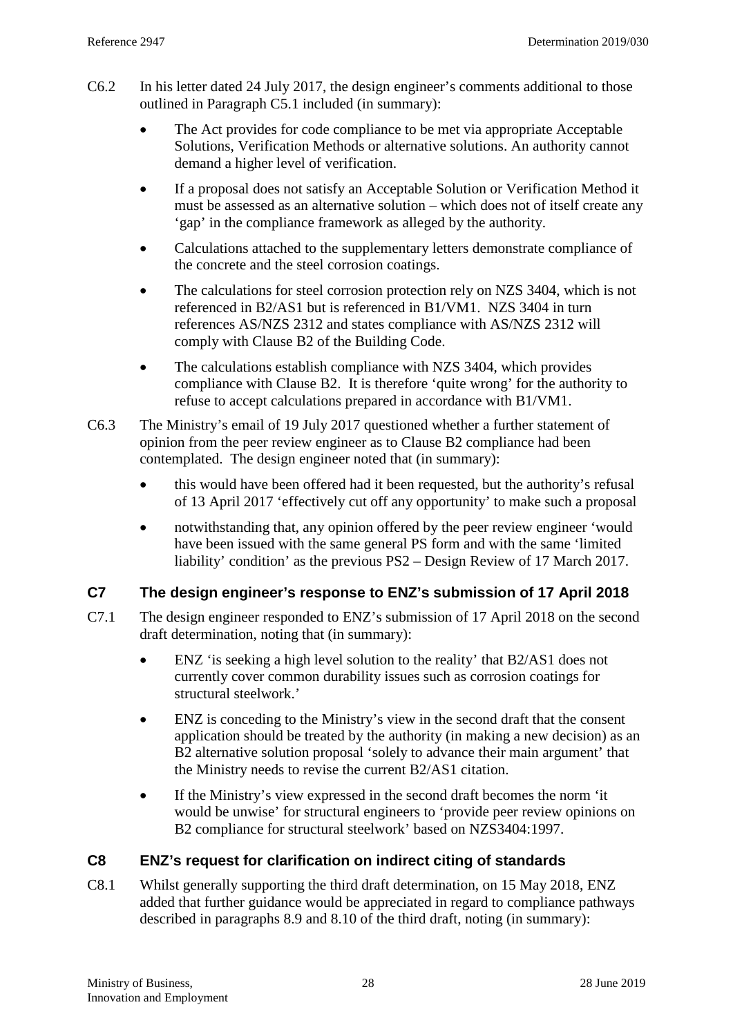C6.2 In his letter dated 24 July 2017, the design engineer's comments additional to those outlined in Paragraph C5.1 included (in summary):

- The Act provides for code compliance to be met via appropriate Acceptable Solutions, Verification Methods or alternative solutions. An authority cannot demand a higher level of verification.
- If a proposal does not satisfy an Acceptable Solution or Verification Method it must be assessed as an alternative solution – which does not of itself create any 'gap' in the compliance framework as alleged by the authority.
- Calculations attached to the supplementary letters demonstrate compliance of the concrete and the steel corrosion coatings.
- The calculations for steel corrosion protection rely on NZS 3404, which is not referenced in B2/AS1 but is referenced in B1/VM1. NZS 3404 in turn references AS/NZS 2312 and states compliance with AS/NZS 2312 will comply with Clause B2 of the Building Code.
- The calculations establish compliance with NZS 3404, which provides compliance with Clause B2. It is therefore 'quite wrong' for the authority to refuse to accept calculations prepared in accordance with B1/VM1.

C6.3 The Ministry's email of 19 July 2017 questioned whether a further statement of opinion from the peer review engineer as to Clause B2 compliance had been contemplated. The design engineer noted that (in summary):

- this would have been offered had it been requested, but the authority's refusal of 13 April 2017 'effectively cut off any opportunity' to make such a proposal
- notwithstanding that, any opinion offered by the peer review engineer 'would have been issued with the same general PS form and with the same 'limited liability' condition' as the previous PS2 – Design Review of 17 March 2017.

## C7 The design engineer's response to ENZ's submission of 17 April 2018

C7.1 The design engineer responded to ENZ's submission of 17 April 2018 on the second draft determination, noting that (in summary):

- ENZ 'is seeking a high level solution to the reality' that B2/AS1 does not currently cover common durability issues such as corrosion coatings for structural steelwork.'
- ENZ is conceding to the Ministry's view in the second draft that the consent application should be treated by the authority (in making a new decision) as an B2 alternative solution proposal 'solely to advance their main argument' that the Ministry needs to revise the current B2/AS1 citation.
- If the Ministry's view expressed in the second draft becomes the norm 'it would be unwise' for structural engineers to 'provide peer review opinions on B2 compliance for structural steelwork' based on NZS3404:1997.

## C8 ENZ's request for clarification on indirect citing of standards

C8.1 Whilst generally supporting the third draft determination, on 15 May 2018, ENZ added that further guidance would be appreciated in regard to compliance pathways described in paragraphs 8.9 and 8.10 of the third draft, noting (in summary):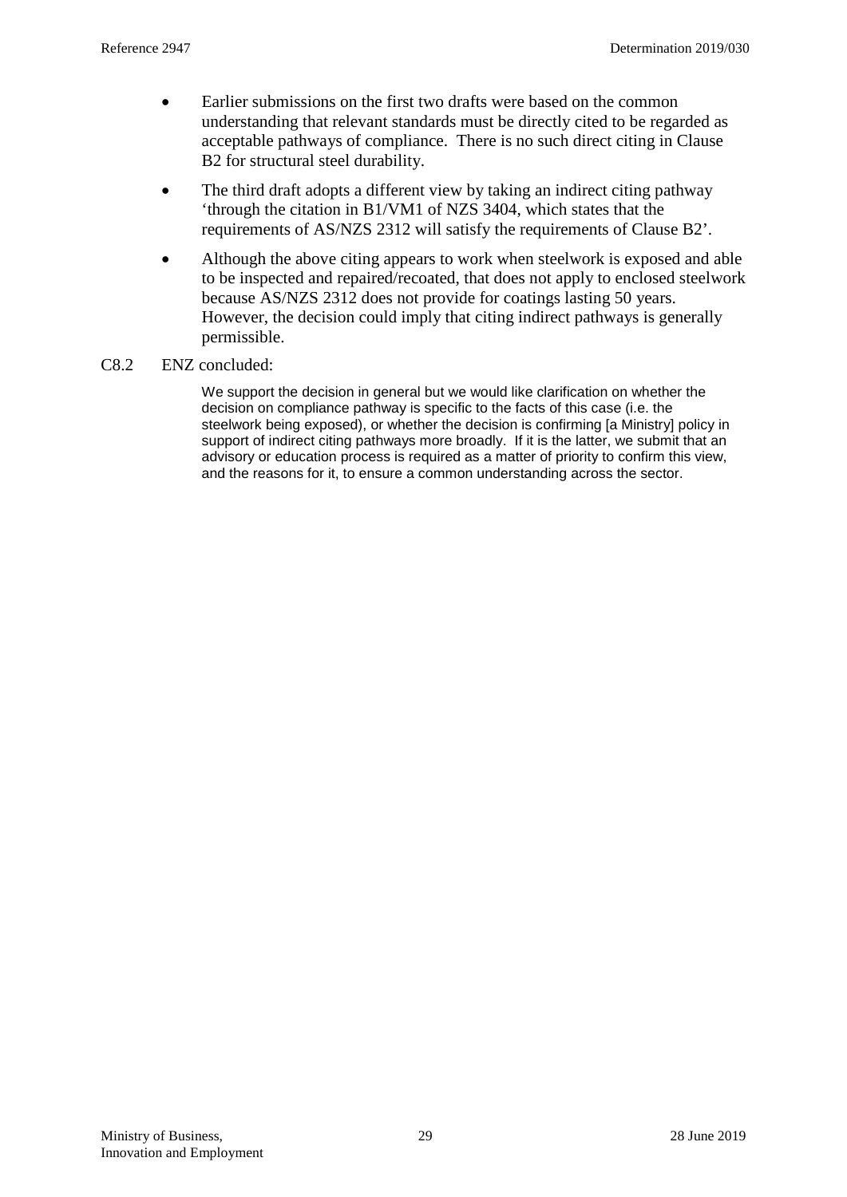- Earlier submissions on the first two drafts were based on the common understanding that relevant standards must be directly cited to be regarded as acceptable pathways of compliance. There is no such direct citing in Clause B2 for structural steel durability.
- The third draft adopts a different view by taking an indirect citing pathway 'through the citation in B1/VM1 of NZS 3404, which states that the requirements of AS/NZS 2312 will satisfy the requirements of Clause B2'.
- Although the above citing appears to work when steelwork is exposed and able to be inspected and repaired/recoated, that does not apply to enclosed steelwork because AS/NZS 2312 does not provide for coatings lasting 50 years. However, the decision could imply that citing indirect pathways is generally permissible.

C8.2 ENZ concluded:

> We support the decision in general but we would like clarification on whether the decision on compliance pathway is specific to the facts of this case (i.e. the steelwork being exposed), or whether the decision is confirming [a Ministry] policy in support of indirect citing pathways more broadly. If it is the latter, we submit that an advisory or education process is required as a matter of priority to confirm this view, and the reasons for it, to ensure a common understanding across the sector.